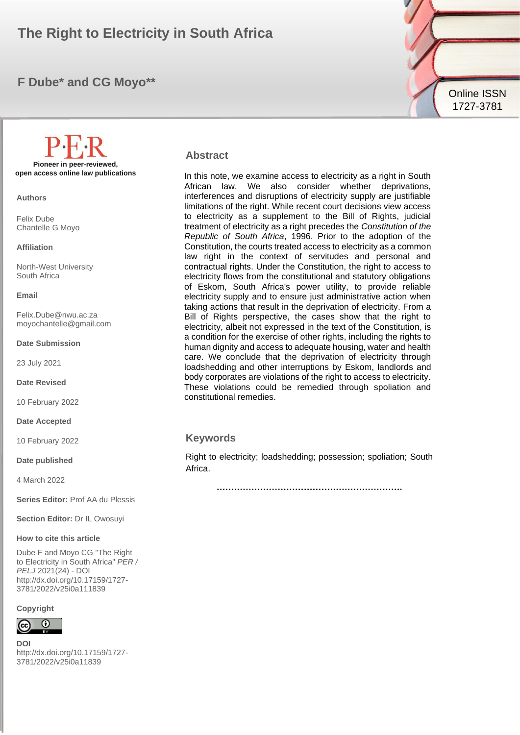# The Right to Electricity in South Africa

**F Dube\* and CG Moyo\*\***

Online ISSN 1727-3781

**P·E·R**

**Pioneer in peer-reviewed, open access online law publications**

**Authors**

Felix Dube
Chantelle G Moyo

**Affiliation**

North-West University
South Africa

**Email**

Felix.Dube@nwu.ac.za
moyochantelle@gmail.com

**Date Submission**

23 July 2021

**Date Revised**

10 February 2022

**Date Accepted**

10 February 2022

**Date published**

4 March 2022

**Series Editor:** Prof AA du Plessis

**Section Editor:** Dr IL Owosuyi

**How to cite this article**

Dube F and Moyo CG "The Right to Electricity in South Africa" *PER / PELJ* 2021(24) - DOI http://dx.doi.org/10.17159/1727-3781/2022/v25i0a111839

**Copyright**

**DOI**
http://dx.doi.org/10.17159/1727-3781/2022/v25i0a11839

## Abstract

In this note, we examine access to electricity as a right in South African law. We also consider whether deprivations, interferences and disruptions of electricity supply are justifiable limitations of the right. While recent court decisions view access to electricity as a supplement to the Bill of Rights, judicial treatment of electricity as a right precedes the *Constitution of the Republic of South Africa*, 1996. Prior to the adoption of the Constitution, the courts treated access to electricity as a common law right in the context of servitudes and personal and contractual rights. Under the Constitution, the right to access to electricity flows from the constitutional and statutory obligations of Eskom, South Africa's power utility, to provide reliable electricity supply and to ensure just administrative action when taking actions that result in the deprivation of electricity. From a Bill of Rights perspective, the cases show that the right to electricity, albeit not expressed in the text of the Constitution, is a condition for the exercise of other rights, including the rights to human dignity and access to adequate housing, water and health care. We conclude that the deprivation of electricity through loadshedding and other interruptions by Eskom, landlords and body corporates are violations of the right to access to electricity. These violations could be remedied through spoliation and constitutional remedies.

## Keywords

Right to electricity; loadshedding; possession; spoliation; South Africa.

……………………………………………………….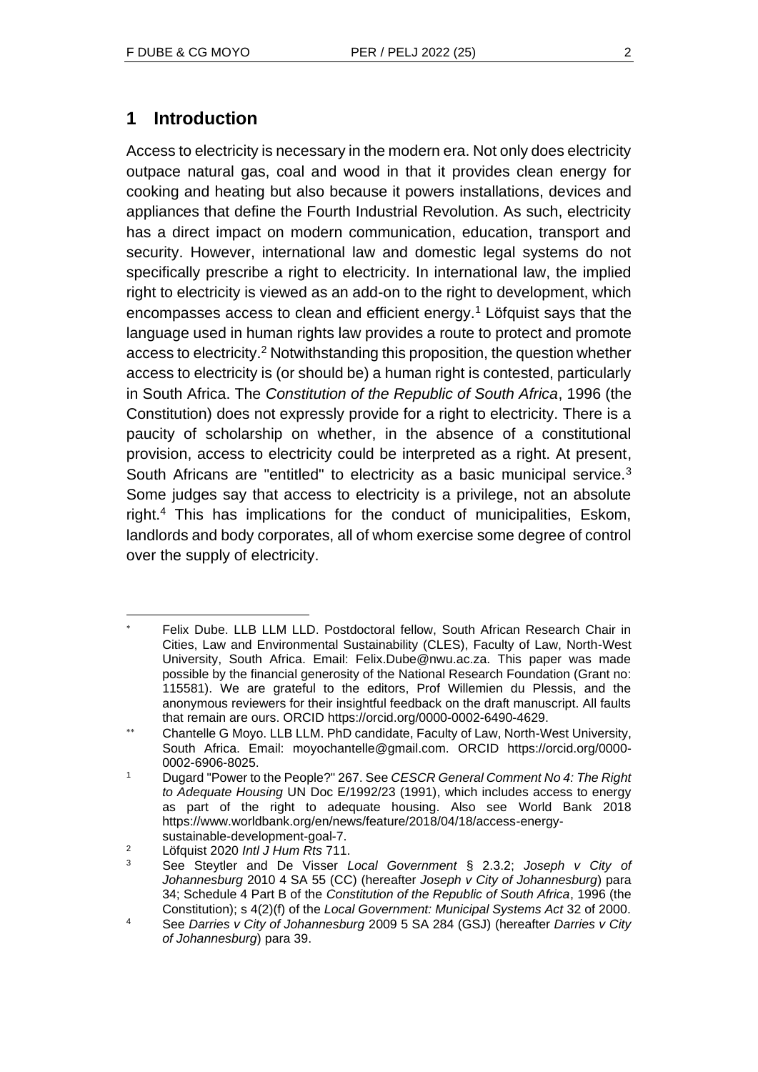## 1 Introduction

Access to electricity is necessary in the modern era. Not only does electricity outpace natural gas, coal and wood in that it provides clean energy for cooking and heating but also because it powers installations, devices and appliances that define the Fourth Industrial Revolution. As such, electricity has a direct impact on modern communication, education, transport and security. However, international law and domestic legal systems do not specifically prescribe a right to electricity. In international law, the implied right to electricity is viewed as an add-on to the right to development, which encompasses access to clean and efficient energy.[1] Löfquist says that the language used in human rights law provides a route to protect and promote access to electricity.[2] Notwithstanding this proposition, the question whether access to electricity is (or should be) a human right is contested, particularly in South Africa. The *Constitution of the Republic of South Africa*, 1996 (the Constitution) does not expressly provide for a right to electricity. There is a paucity of scholarship on whether, in the absence of a constitutional provision, access to electricity could be interpreted as a right. At present, South Africans are "entitled" to electricity as a basic municipal service.[3] Some judges say that access to electricity is a privilege, not an absolute right.[4] This has implications for the conduct of municipalities, Eskom, landlords and body corporates, all of whom exercise some degree of control over the supply of electricity.

---

[*] Felix Dube. LLB LLM LLD. Postdoctoral fellow, South African Research Chair in Cities, Law and Environmental Sustainability (CLES), Faculty of Law, North-West University, South Africa. Email: Felix.Dube@nwu.ac.za. This paper was made possible by the financial generosity of the National Research Foundation (Grant no: 115581). We are grateful to the editors, Prof Willemien du Plessis, and the anonymous reviewers for their insightful feedback on the draft manuscript. All faults that remain are ours. ORCID https://orcid.org/0000-0002-6490-4629.

[**] Chantelle G Moyo. LLB LLM. PhD candidate, Faculty of Law, North-West University, South Africa. Email: moyochantelle@gmail.com. ORCID https://orcid.org/0000-0002-6906-8025.

[1] Dugard "Power to the People?" 267. See *CESCR General Comment No 4: The Right to Adequate Housing* UN Doc E/1992/23 (1991), which includes access to energy as part of the right to adequate housing. Also see World Bank 2018 https://www.worldbank.org/en/news/feature/2018/04/18/access-energy-sustainable-development-goal-7.

[2] Löfquist 2020 *Intl J Hum Rts* 711.

[3] See Steytler and De Visser *Local Government* § 2.3.2; *Joseph v City of Johannesburg* 2010 4 SA 55 (CC) (hereafter *Joseph v City of Johannesburg*) para 34; Schedule 4 Part B of the *Constitution of the Republic of South Africa*, 1996 (the Constitution); s 4(2)(f) of the *Local Government: Municipal Systems Act* 32 of 2000.

[4] See *Darries v City of Johannesburg* 2009 5 SA 284 (GSJ) (hereafter *Darries v City of Johannesburg*) para 39.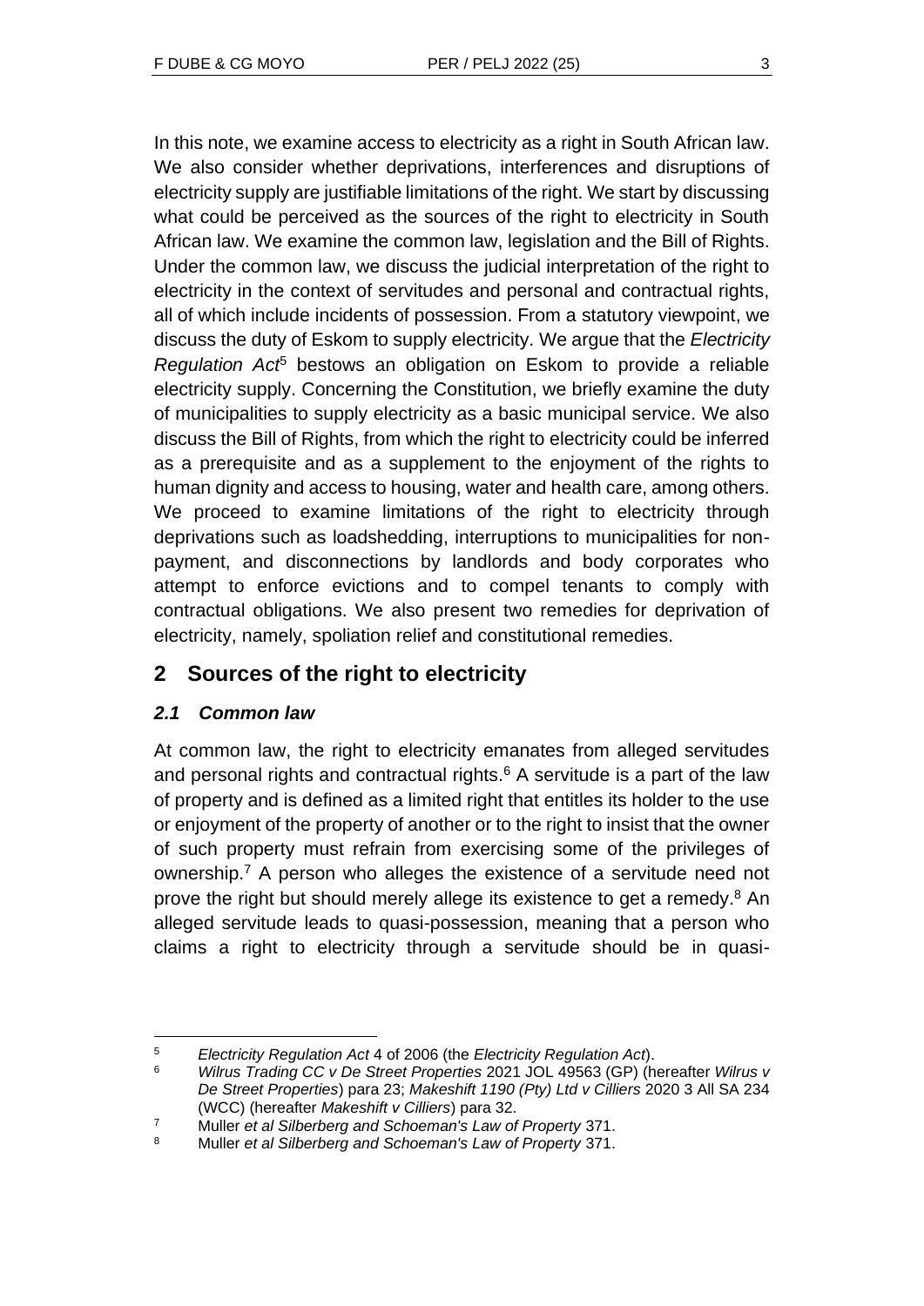In this note, we examine access to electricity as a right in South African law. We also consider whether deprivations, interferences and disruptions of electricity supply are justifiable limitations of the right. We start by discussing what could be perceived as the sources of the right to electricity in South African law. We examine the common law, legislation and the Bill of Rights. Under the common law, we discuss the judicial interpretation of the right to electricity in the context of servitudes and personal and contractual rights, all of which include incidents of possession. From a statutory viewpoint, we discuss the duty of Eskom to supply electricity. We argue that the *Electricity Regulation Act*[5] bestows an obligation on Eskom to provide a reliable electricity supply. Concerning the Constitution, we briefly examine the duty of municipalities to supply electricity as a basic municipal service. We also discuss the Bill of Rights, from which the right to electricity could be inferred as a prerequisite and as a supplement to the enjoyment of the rights to human dignity and access to housing, water and health care, among others. We proceed to examine limitations of the right to electricity through deprivations such as loadshedding, interruptions to municipalities for non-payment, and disconnections by landlords and body corporates who attempt to enforce evictions and to compel tenants to comply with contractual obligations. We also present two remedies for deprivation of electricity, namely, spoliation relief and constitutional remedies.

## 2 Sources of the right to electricity

### *2.1 Common law*

At common law, the right to electricity emanates from alleged servitudes and personal rights and contractual rights.[6] A servitude is a part of the law of property and is defined as a limited right that entitles its holder to the use or enjoyment of the property of another or to the right to insist that the owner of such property must refrain from exercising some of the privileges of ownership.[7] A person who alleges the existence of a servitude need not prove the right but should merely allege its existence to get a remedy.[8] An alleged servitude leads to quasi-possession, meaning that a person who claims a right to electricity through a servitude should be in quasi-

---

[5] *Electricity Regulation Act* 4 of 2006 (the *Electricity Regulation Act*).

[6] *Wilrus Trading CC v De Street Properties* 2021 JOL 49563 (GP) (hereafter *Wilrus v De Street Properties*) para 23; *Makeshift 1190 (Pty) Ltd v Cilliers* 2020 3 All SA 234 (WCC) (hereafter *Makeshift v Cilliers*) para 32.

[7] Muller *et al Silberberg and Schoeman's Law of Property* 371.

[8] Muller *et al Silberberg and Schoeman's Law of Property* 371.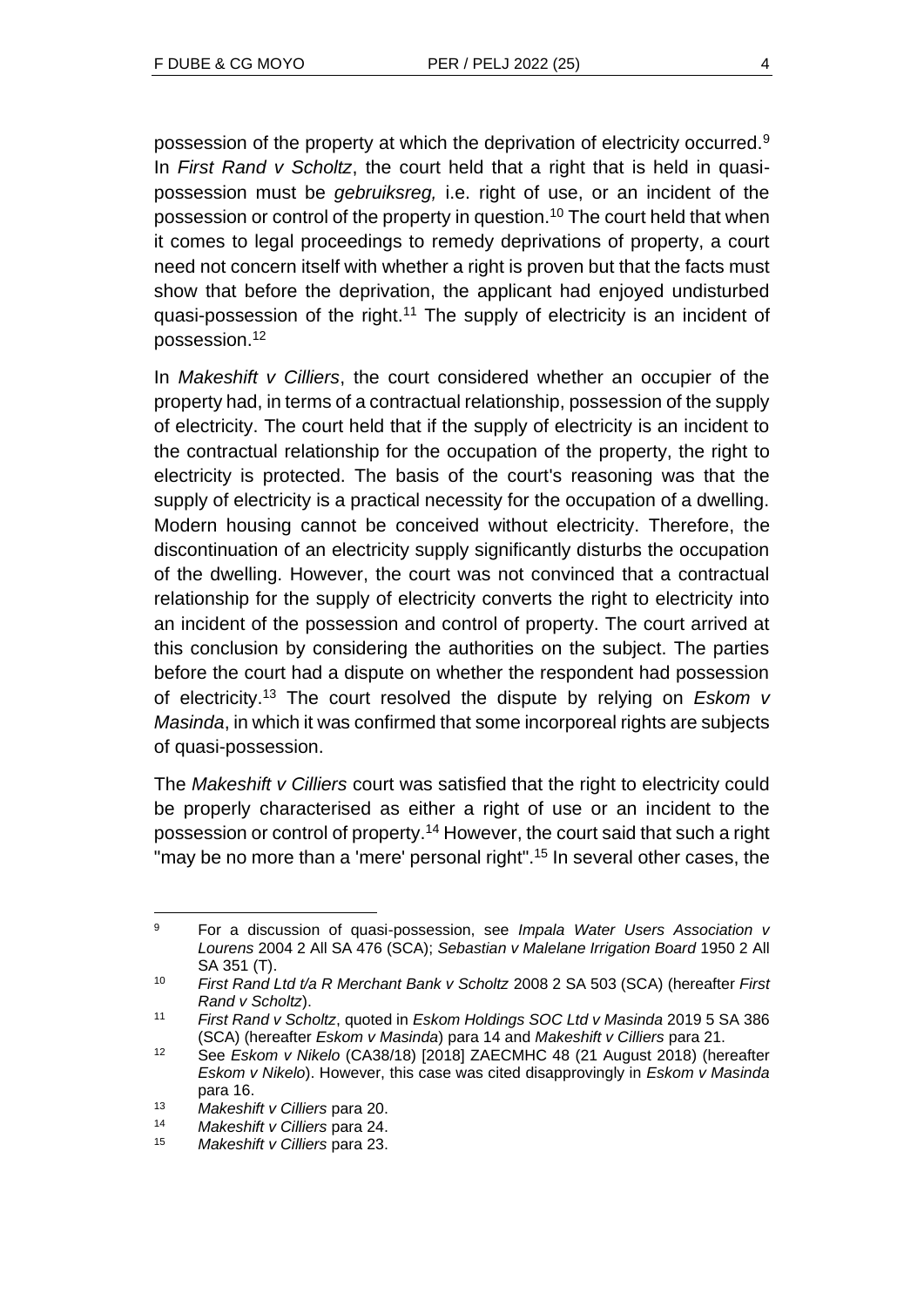possession of the property at which the deprivation of electricity occurred.[9] In *First Rand v Scholtz*, the court held that a right that is held in quasi-possession must be *gebruiksreg,* i.e. right of use, or an incident of the possession or control of the property in question.[10] The court held that when it comes to legal proceedings to remedy deprivations of property, a court need not concern itself with whether a right is proven but that the facts must show that before the deprivation, the applicant had enjoyed undisturbed quasi-possession of the right.[11] The supply of electricity is an incident of possession.[12]

In *Makeshift v Cilliers*, the court considered whether an occupier of the property had, in terms of a contractual relationship, possession of the supply of electricity. The court held that if the supply of electricity is an incident to the contractual relationship for the occupation of the property, the right to electricity is protected. The basis of the court's reasoning was that the supply of electricity is a practical necessity for the occupation of a dwelling. Modern housing cannot be conceived without electricity. Therefore, the discontinuation of an electricity supply significantly disturbs the occupation of the dwelling. However, the court was not convinced that a contractual relationship for the supply of electricity converts the right to electricity into an incident of the possession and control of property. The court arrived at this conclusion by considering the authorities on the subject. The parties before the court had a dispute on whether the respondent had possession of electricity.[13] The court resolved the dispute by relying on *Eskom v Masinda*, in which it was confirmed that some incorporeal rights are subjects of quasi-possession.

The *Makeshift v Cilliers* court was satisfied that the right to electricity could be properly characterised as either a right of use or an incident to the possession or control of property.[14] However, the court said that such a right "may be no more than a 'mere' personal right".[15] In several other cases, the

---

[9] For a discussion of quasi-possession, see *Impala Water Users Association v Lourens* 2004 2 All SA 476 (SCA); *Sebastian v Malelane Irrigation Board* 1950 2 All SA 351 (T).

[10] *First Rand Ltd t/a R Merchant Bank v Scholtz* 2008 2 SA 503 (SCA) (hereafter *First Rand v Scholtz*).

[11] *First Rand v Scholtz*, quoted in *Eskom Holdings SOC Ltd v Masinda* 2019 5 SA 386 (SCA) (hereafter *Eskom v Masinda*) para 14 and *Makeshift v Cilliers* para 21.

[12] See *Eskom v Nikelo* (CA38/18) [2018] ZAECMHC 48 (21 August 2018) (hereafter *Eskom v Nikelo*). However, this case was cited disapprovingly in *Eskom v Masinda* para 16.

[13] *Makeshift v Cilliers* para 20.

[14] *Makeshift v Cilliers* para 24.

[15] *Makeshift v Cilliers* para 23.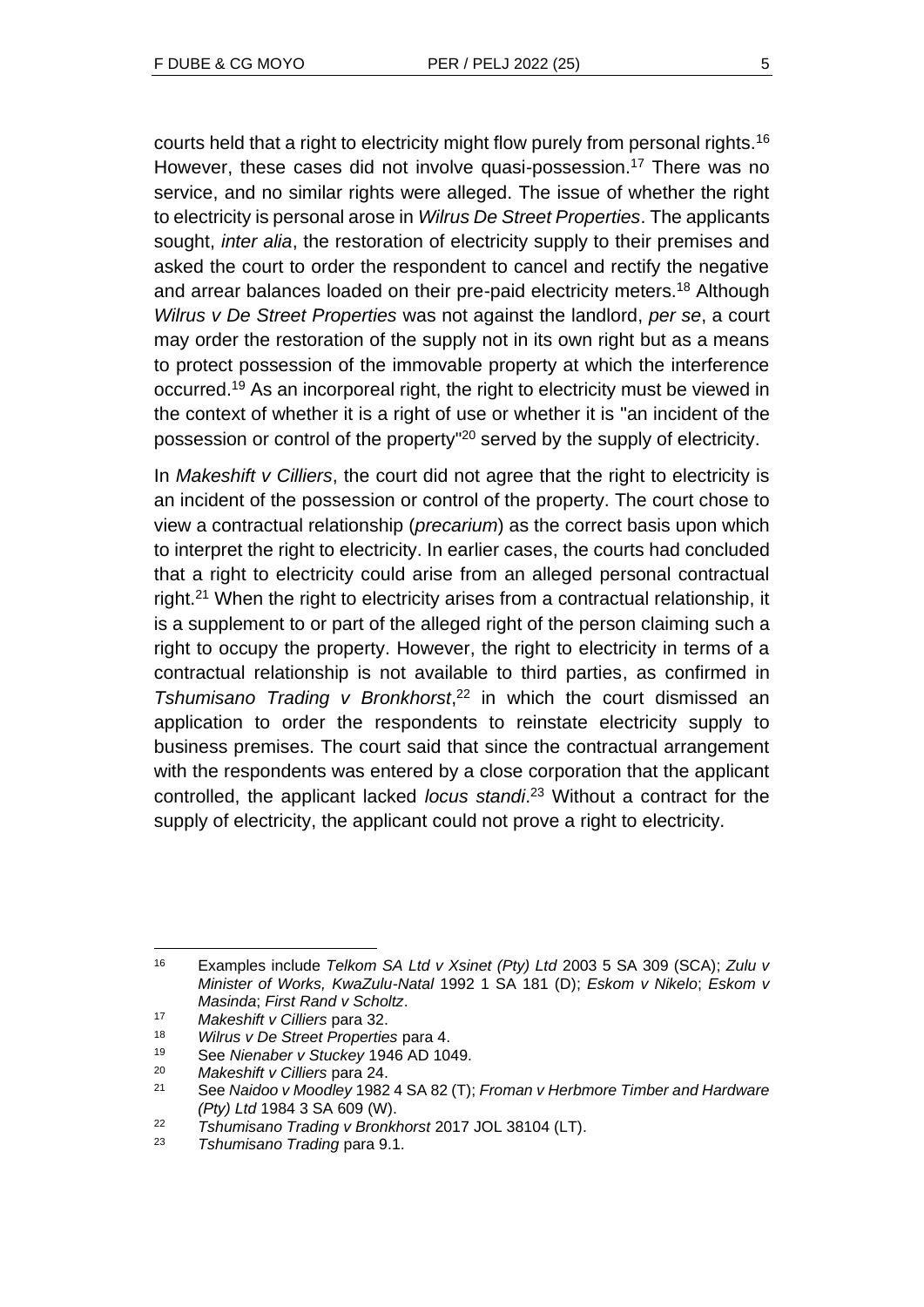courts held that a right to electricity might flow purely from personal rights.[16] However, these cases did not involve quasi-possession.[17] There was no service, and no similar rights were alleged. The issue of whether the right to electricity is personal arose in *Wilrus De Street Properties*. The applicants sought, *inter alia*, the restoration of electricity supply to their premises and asked the court to order the respondent to cancel and rectify the negative and arrear balances loaded on their pre-paid electricity meters.[18] Although *Wilrus v De Street Properties* was not against the landlord, *per se*, a court may order the restoration of the supply not in its own right but as a means to protect possession of the immovable property at which the interference occurred.[19] As an incorporeal right, the right to electricity must be viewed in the context of whether it is a right of use or whether it is "an incident of the possession or control of the property"[20] served by the supply of electricity.

In *Makeshift v Cilliers*, the court did not agree that the right to electricity is an incident of the possession or control of the property. The court chose to view a contractual relationship (*precarium*) as the correct basis upon which to interpret the right to electricity. In earlier cases, the courts had concluded that a right to electricity could arise from an alleged personal contractual right.[21] When the right to electricity arises from a contractual relationship, it is a supplement to or part of the alleged right of the person claiming such a right to occupy the property. However, the right to electricity in terms of a contractual relationship is not available to third parties, as confirmed in *Tshumisano Trading v Bronkhorst*,[22] in which the court dismissed an application to order the respondents to reinstate electricity supply to business premises. The court said that since the contractual arrangement with the respondents was entered by a close corporation that the applicant controlled, the applicant lacked *locus standi*.[23] Without a contract for the supply of electricity, the applicant could not prove a right to electricity.

---

[16] Examples include *Telkom SA Ltd v Xsinet (Pty) Ltd* 2003 5 SA 309 (SCA); *Zulu v Minister of Works, KwaZulu-Natal* 1992 1 SA 181 (D); *Eskom v Nikelo*; *Eskom v Masinda*; *First Rand v Scholtz*.

[17] *Makeshift v Cilliers* para 32.

[18] *Wilrus v De Street Properties* para 4.

[19] See *Nienaber v Stuckey* 1946 AD 1049.

[20] *Makeshift v Cilliers* para 24.

[21] See *Naidoo v Moodley* 1982 4 SA 82 (T); *Froman v Herbmore Timber and Hardware (Pty) Ltd* 1984 3 SA 609 (W).

[22] *Tshumisano Trading v Bronkhorst* 2017 JOL 38104 (LT).

[23] *Tshumisano Trading* para 9.1.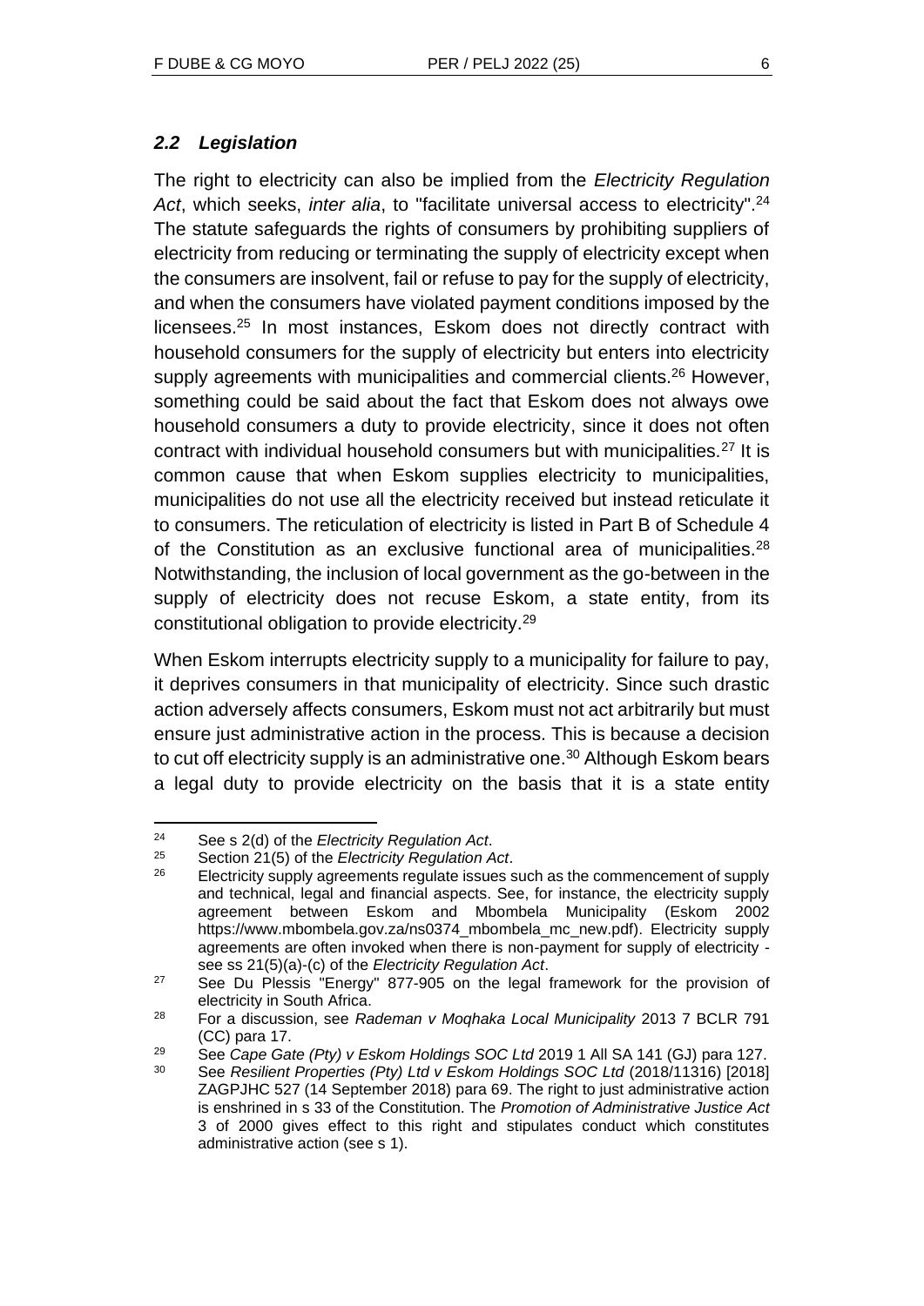### *2.2 Legislation*

The right to electricity can also be implied from the *Electricity Regulation Act*, which seeks, *inter alia*, to "facilitate universal access to electricity".[24] The statute safeguards the rights of consumers by prohibiting suppliers of electricity from reducing or terminating the supply of electricity except when the consumers are insolvent, fail or refuse to pay for the supply of electricity, and when the consumers have violated payment conditions imposed by the licensees.[25] In most instances, Eskom does not directly contract with household consumers for the supply of electricity but enters into electricity supply agreements with municipalities and commercial clients.[26] However, something could be said about the fact that Eskom does not always owe household consumers a duty to provide electricity, since it does not often contract with individual household consumers but with municipalities.[27] It is common cause that when Eskom supplies electricity to municipalities, municipalities do not use all the electricity received but instead reticulate it to consumers. The reticulation of electricity is listed in Part B of Schedule 4 of the Constitution as an exclusive functional area of municipalities.[28] Notwithstanding, the inclusion of local government as the go-between in the supply of electricity does not recuse Eskom, a state entity, from its constitutional obligation to provide electricity.[29]

When Eskom interrupts electricity supply to a municipality for failure to pay, it deprives consumers in that municipality of electricity. Since such drastic action adversely affects consumers, Eskom must not act arbitrarily but must ensure just administrative action in the process. This is because a decision to cut off electricity supply is an administrative one.[30] Although Eskom bears a legal duty to provide electricity on the basis that it is a state entity

---

[24] See s 2(d) of the *Electricity Regulation Act*.

[25] Section 21(5) of the *Electricity Regulation Act*.

[26] Electricity supply agreements regulate issues such as the commencement of supply and technical, legal and financial aspects. See, for instance, the electricity supply agreement between Eskom and Mbombela Municipality (Eskom 2002 https://www.mbombela.gov.za/ns0374_mbombela_mc_new.pdf). Electricity supply agreements are often invoked when there is non-payment for supply of electricity - see ss 21(5)(a)-(c) of the *Electricity Regulation Act*.

[27] See Du Plessis "Energy" 877-905 on the legal framework for the provision of electricity in South Africa.

[28] For a discussion, see *Rademan v Moqhaka Local Municipality* 2013 7 BCLR 791 (CC) para 17.

[29] See *Cape Gate (Pty) v Eskom Holdings SOC Ltd* 2019 1 All SA 141 (GJ) para 127.

[30] See *Resilient Properties (Pty) Ltd v Eskom Holdings SOC Ltd* (2018/11316) [2018] ZAGPJHC 527 (14 September 2018) para 69. The right to just administrative action is enshrined in s 33 of the Constitution. The *Promotion of Administrative Justice Act* 3 of 2000 gives effect to this right and stipulates conduct which constitutes administrative action (see s 1).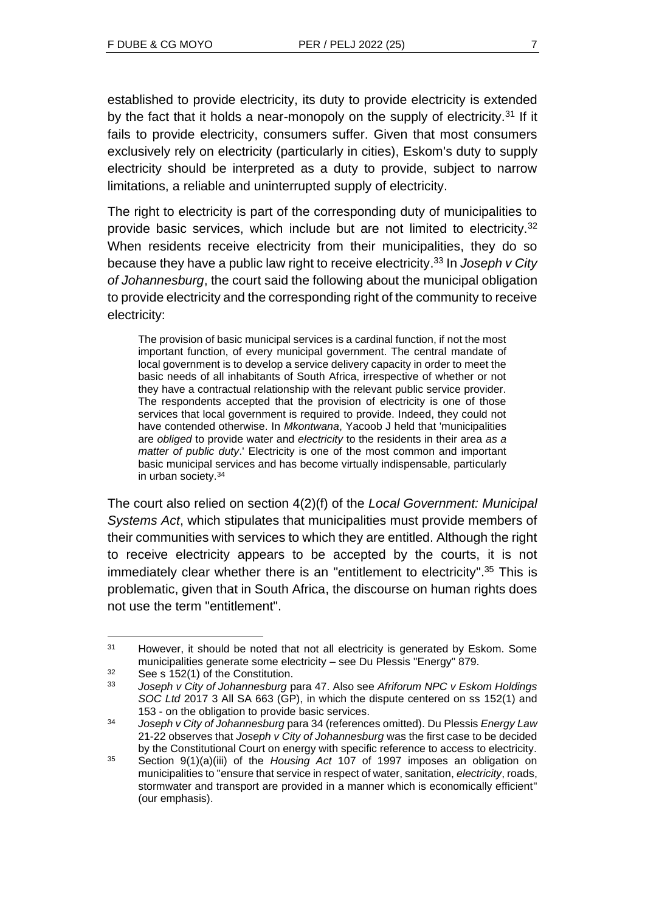established to provide electricity, its duty to provide electricity is extended by the fact that it holds a near-monopoly on the supply of electricity.[31] If it fails to provide electricity, consumers suffer. Given that most consumers exclusively rely on electricity (particularly in cities), Eskom's duty to supply electricity should be interpreted as a duty to provide, subject to narrow limitations, a reliable and uninterrupted supply of electricity.

The right to electricity is part of the corresponding duty of municipalities to provide basic services, which include but are not limited to electricity.[32] When residents receive electricity from their municipalities, they do so because they have a public law right to receive electricity.[33] In *Joseph v City of Johannesburg*, the court said the following about the municipal obligation to provide electricity and the corresponding right of the community to receive electricity:

> The provision of basic municipal services is a cardinal function, if not the most important function, of every municipal government. The central mandate of local government is to develop a service delivery capacity in order to meet the basic needs of all inhabitants of South Africa, irrespective of whether or not they have a contractual relationship with the relevant public service provider. The respondents accepted that the provision of electricity is one of those services that local government is required to provide. Indeed, they could not have contended otherwise. In *Mkontwana*, Yacoob J held that 'municipalities are *obliged* to provide water and *electricity* to the residents in their area *as a matter of public duty*.' Electricity is one of the most common and important basic municipal services and has become virtually indispensable, particularly in urban society.[34]

The court also relied on section 4(2)(f) of the *Local Government: Municipal Systems Act*, which stipulates that municipalities must provide members of their communities with services to which they are entitled. Although the right to receive electricity appears to be accepted by the courts, it is not immediately clear whether there is an "entitlement to electricity".[35] This is problematic, given that in South Africa, the discourse on human rights does not use the term "entitlement".

---

[31] However, it should be noted that not all electricity is generated by Eskom. Some municipalities generate some electricity – see Du Plessis "Energy" 879.

[32] See s 152(1) of the Constitution.

[33] *Joseph v City of Johannesburg* para 47. Also see *Afriforum NPC v Eskom Holdings SOC Ltd* 2017 3 All SA 663 (GP), in which the dispute centered on ss 152(1) and 153 - on the obligation to provide basic services.

[34] *Joseph v City of Johannesburg* para 34 (references omitted). Du Plessis *Energy Law* 21-22 observes that *Joseph v City of Johannesburg* was the first case to be decided by the Constitutional Court on energy with specific reference to access to electricity.

[35] Section 9(1)(a)(iii) of the *Housing Act* 107 of 1997 imposes an obligation on municipalities to "ensure that service in respect of water, sanitation, *electricity*, roads, stormwater and transport are provided in a manner which is economically efficient" (our emphasis).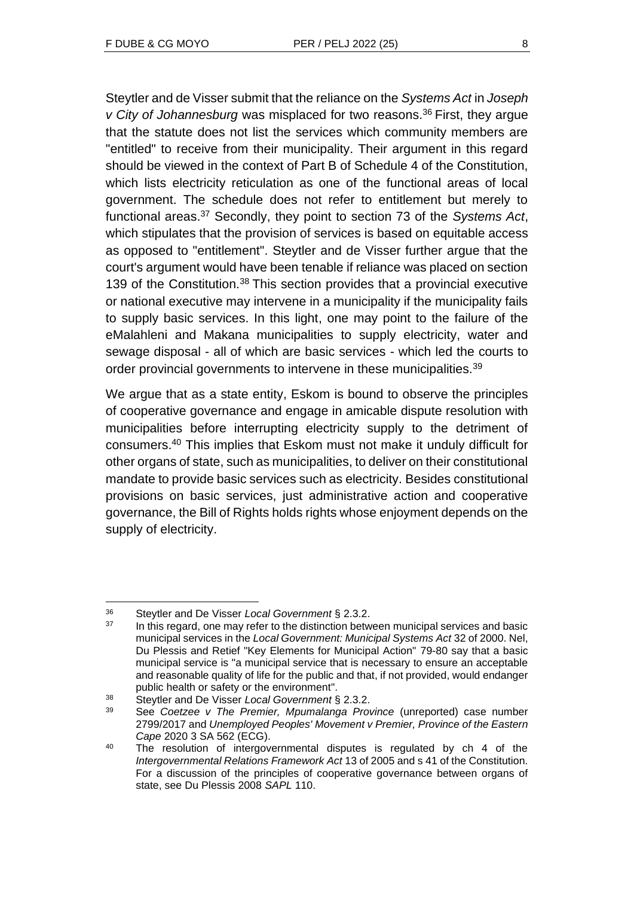Steytler and de Visser submit that the reliance on the *Systems Act* in *Joseph v City of Johannesburg* was misplaced for two reasons.[36] First, they argue that the statute does not list the services which community members are "entitled" to receive from their municipality. Their argument in this regard should be viewed in the context of Part B of Schedule 4 of the Constitution, which lists electricity reticulation as one of the functional areas of local government. The schedule does not refer to entitlement but merely to functional areas.[37] Secondly, they point to section 73 of the *Systems Act*, which stipulates that the provision of services is based on equitable access as opposed to "entitlement". Steytler and de Visser further argue that the court's argument would have been tenable if reliance was placed on section 139 of the Constitution.[38] This section provides that a provincial executive or national executive may intervene in a municipality if the municipality fails to supply basic services. In this light, one may point to the failure of the eMalahleni and Makana municipalities to supply electricity, water and sewage disposal - all of which are basic services - which led the courts to order provincial governments to intervene in these municipalities.[39]

We argue that as a state entity, Eskom is bound to observe the principles of cooperative governance and engage in amicable dispute resolution with municipalities before interrupting electricity supply to the detriment of consumers.[40] This implies that Eskom must not make it unduly difficult for other organs of state, such as municipalities, to deliver on their constitutional mandate to provide basic services such as electricity. Besides constitutional provisions on basic services, just administrative action and cooperative governance, the Bill of Rights holds rights whose enjoyment depends on the supply of electricity.

---

[36] Steytler and De Visser *Local Government* § 2.3.2.

[37] In this regard, one may refer to the distinction between municipal services and basic municipal services in the *Local Government: Municipal Systems Act* 32 of 2000. Nel, Du Plessis and Retief "Key Elements for Municipal Action" 79-80 say that a basic municipal service is "a municipal service that is necessary to ensure an acceptable and reasonable quality of life for the public and that, if not provided, would endanger public health or safety or the environment".

[38] Steytler and De Visser *Local Government* § 2.3.2.

[39] See *Coetzee v The Premier, Mpumalanga Province* (unreported) case number 2799/2017 and *Unemployed Peoples' Movement v Premier, Province of the Eastern Cape* 2020 3 SA 562 (ECG).

[40] The resolution of intergovernmental disputes is regulated by ch 4 of the *Intergovernmental Relations Framework Act* 13 of 2005 and s 41 of the Constitution. For a discussion of the principles of cooperative governance between organs of state, see Du Plessis 2008 *SAPL* 110.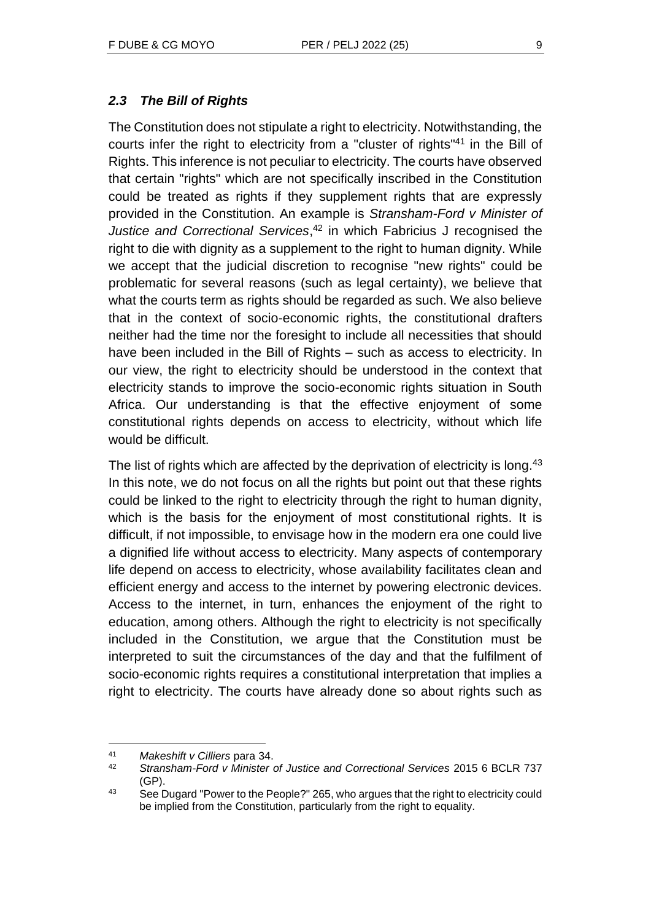### *2.3 The Bill of Rights*

The Constitution does not stipulate a right to electricity. Notwithstanding, the courts infer the right to electricity from a "cluster of rights"[41] in the Bill of Rights. This inference is not peculiar to electricity. The courts have observed that certain "rights" which are not specifically inscribed in the Constitution could be treated as rights if they supplement rights that are expressly provided in the Constitution. An example is *Stransham-Ford v Minister of Justice and Correctional Services*,[42] in which Fabricius J recognised the right to die with dignity as a supplement to the right to human dignity. While we accept that the judicial discretion to recognise "new rights" could be problematic for several reasons (such as legal certainty), we believe that what the courts term as rights should be regarded as such. We also believe that in the context of socio-economic rights, the constitutional drafters neither had the time nor the foresight to include all necessities that should have been included in the Bill of Rights – such as access to electricity. In our view, the right to electricity should be understood in the context that electricity stands to improve the socio-economic rights situation in South Africa. Our understanding is that the effective enjoyment of some constitutional rights depends on access to electricity, without which life would be difficult.

The list of rights which are affected by the deprivation of electricity is long.[43] In this note, we do not focus on all the rights but point out that these rights could be linked to the right to electricity through the right to human dignity, which is the basis for the enjoyment of most constitutional rights. It is difficult, if not impossible, to envisage how in the modern era one could live a dignified life without access to electricity. Many aspects of contemporary life depend on access to electricity, whose availability facilitates clean and efficient energy and access to the internet by powering electronic devices. Access to the internet, in turn, enhances the enjoyment of the right to education, among others. Although the right to electricity is not specifically included in the Constitution, we argue that the Constitution must be interpreted to suit the circumstances of the day and that the fulfilment of socio-economic rights requires a constitutional interpretation that implies a right to electricity. The courts have already done so about rights such as

---

41 *Makeshift v Cilliers* para 34.

42 *Stransham-Ford v Minister of Justice and Correctional Services* 2015 6 BCLR 737 (GP).

43 See Dugard "Power to the People?" 265, who argues that the right to electricity could be implied from the Constitution, particularly from the right to equality.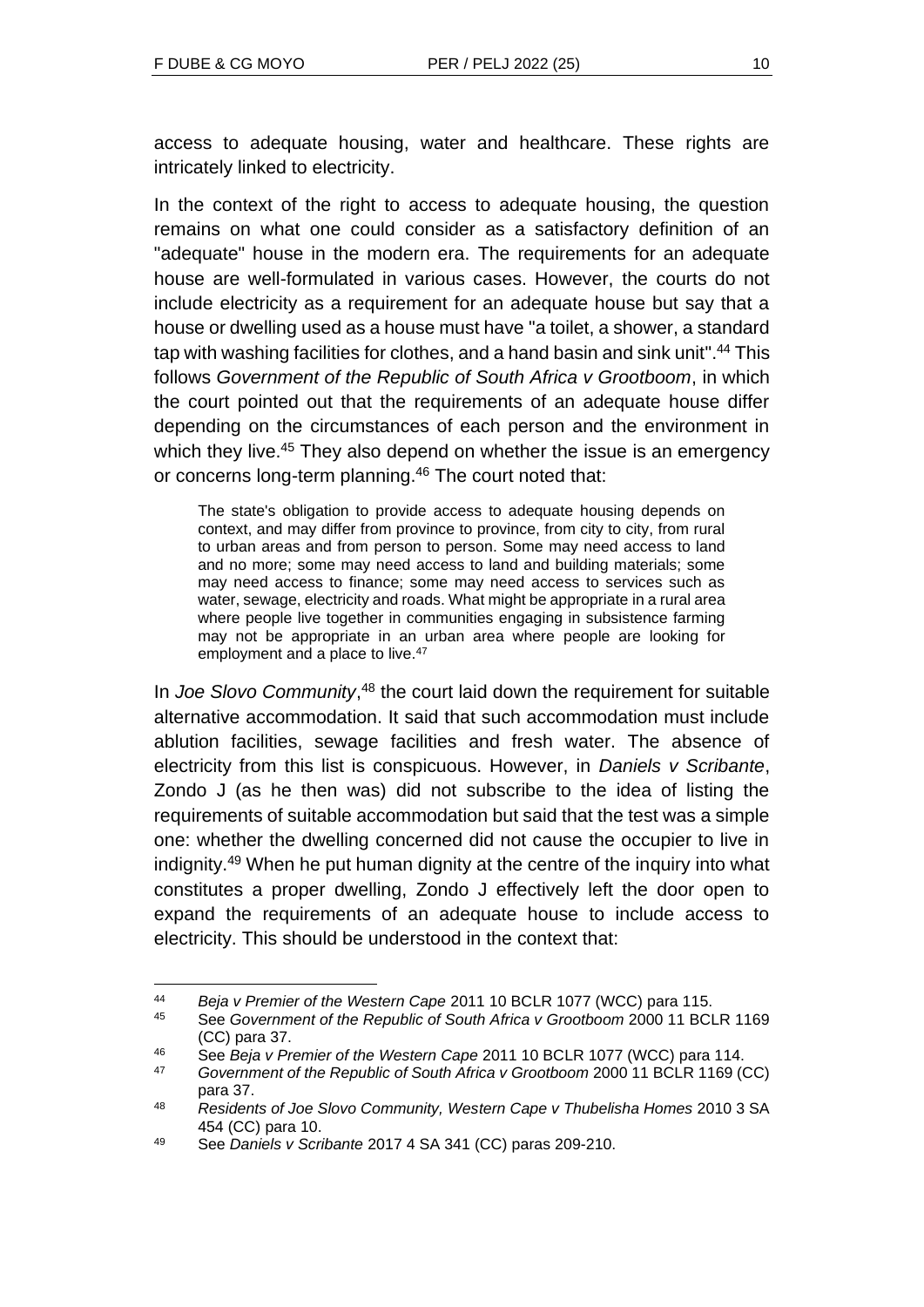access to adequate housing, water and healthcare. These rights are intricately linked to electricity.

In the context of the right to access to adequate housing, the question remains on what one could consider as a satisfactory definition of an "adequate" house in the modern era. The requirements for an adequate house are well-formulated in various cases. However, the courts do not include electricity as a requirement for an adequate house but say that a house or dwelling used as a house must have "a toilet, a shower, a standard tap with washing facilities for clothes, and a hand basin and sink unit".[44] This follows *Government of the Republic of South Africa v Grootboom*, in which the court pointed out that the requirements of an adequate house differ depending on the circumstances of each person and the environment in which they live.[45] They also depend on whether the issue is an emergency or concerns long-term planning.[46] The court noted that:

> The state's obligation to provide access to adequate housing depends on context, and may differ from province to province, from city to city, from rural to urban areas and from person to person. Some may need access to land and no more; some may need access to land and building materials; some may need access to finance; some may need access to services such as water, sewage, electricity and roads. What might be appropriate in a rural area where people live together in communities engaging in subsistence farming may not be appropriate in an urban area where people are looking for employment and a place to live.[47]

In *Joe Slovo Community*,[48] the court laid down the requirement for suitable alternative accommodation. It said that such accommodation must include ablution facilities, sewage facilities and fresh water. The absence of electricity from this list is conspicuous. However, in *Daniels v Scribante*, Zondo J (as he then was) did not subscribe to the idea of listing the requirements of suitable accommodation but said that the test was a simple one: whether the dwelling concerned did not cause the occupier to live in indignity.[49] When he put human dignity at the centre of the inquiry into what constitutes a proper dwelling, Zondo J effectively left the door open to expand the requirements of an adequate house to include access to electricity. This should be understood in the context that:

---

[44] *Beja v Premier of the Western Cape* 2011 10 BCLR 1077 (WCC) para 115.

[45] See *Government of the Republic of South Africa v Grootboom* 2000 11 BCLR 1169 (CC) para 37.

[46] See *Beja v Premier of the Western Cape* 2011 10 BCLR 1077 (WCC) para 114.

[47] *Government of the Republic of South Africa v Grootboom* 2000 11 BCLR 1169 (CC) para 37.

[48] *Residents of Joe Slovo Community, Western Cape v Thubelisha Homes* 2010 3 SA 454 (CC) para 10.

[49] See *Daniels v Scribante* 2017 4 SA 341 (CC) paras 209-210.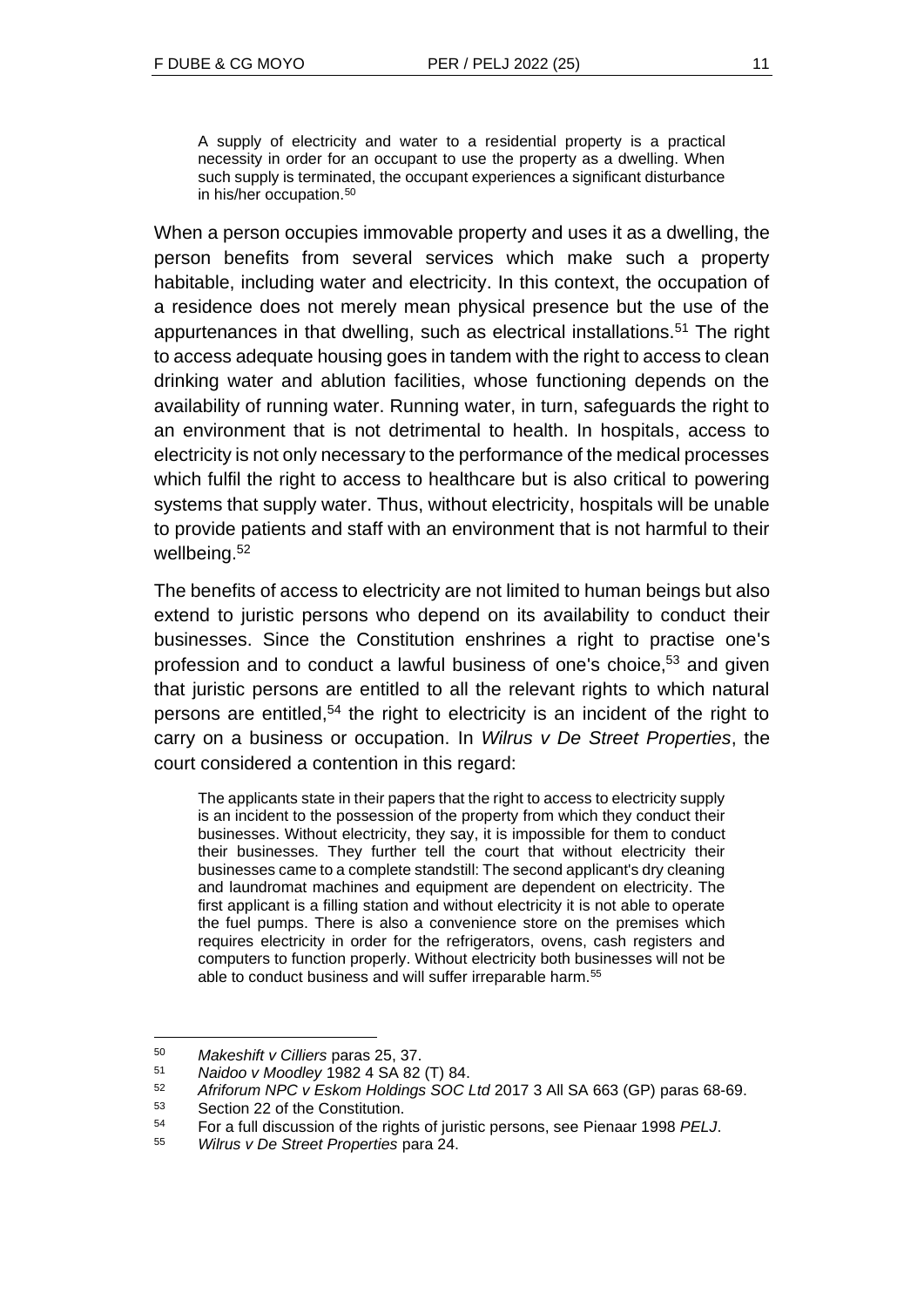> A supply of electricity and water to a residential property is a practical necessity in order for an occupant to use the property as a dwelling. When such supply is terminated, the occupant experiences a significant disturbance in his/her occupation.[50]

When a person occupies immovable property and uses it as a dwelling, the person benefits from several services which make such a property habitable, including water and electricity. In this context, the occupation of a residence does not merely mean physical presence but the use of the appurtenances in that dwelling, such as electrical installations.[51] The right to access adequate housing goes in tandem with the right to access to clean drinking water and ablution facilities, whose functioning depends on the availability of running water. Running water, in turn, safeguards the right to an environment that is not detrimental to health. In hospitals, access to electricity is not only necessary to the performance of the medical processes which fulfil the right to access to healthcare but is also critical to powering systems that supply water. Thus, without electricity, hospitals will be unable to provide patients and staff with an environment that is not harmful to their wellbeing.[52]

The benefits of access to electricity are not limited to human beings but also extend to juristic persons who depend on its availability to conduct their businesses. Since the Constitution enshrines a right to practise one's profession and to conduct a lawful business of one's choice,[53] and given that juristic persons are entitled to all the relevant rights to which natural persons are entitled,[54] the right to electricity is an incident of the right to carry on a business or occupation. In *Wilrus v De Street Properties*, the court considered a contention in this regard:

> The applicants state in their papers that the right to access to electricity supply is an incident to the possession of the property from which they conduct their businesses. Without electricity, they say, it is impossible for them to conduct their businesses. They further tell the court that without electricity their businesses came to a complete standstill: The second applicant's dry cleaning and laundromat machines and equipment are dependent on electricity. The first applicant is a filling station and without electricity it is not able to operate the fuel pumps. There is also a convenience store on the premises which requires electricity in order for the refrigerators, ovens, cash registers and computers to function properly. Without electricity both businesses will not be able to conduct business and will suffer irreparable harm.[55]

---

[50] *Makeshift v Cilliers* paras 25, 37.

[51] *Naidoo v Moodley* 1982 4 SA 82 (T) 84.

[52] *Afriforum NPC v Eskom Holdings SOC Ltd* 2017 3 All SA 663 (GP) paras 68-69.

[53] Section 22 of the Constitution.

[54] For a full discussion of the rights of juristic persons, see Pienaar 1998 *PELJ*.

[55] *Wilrus v De Street Properties* para 24.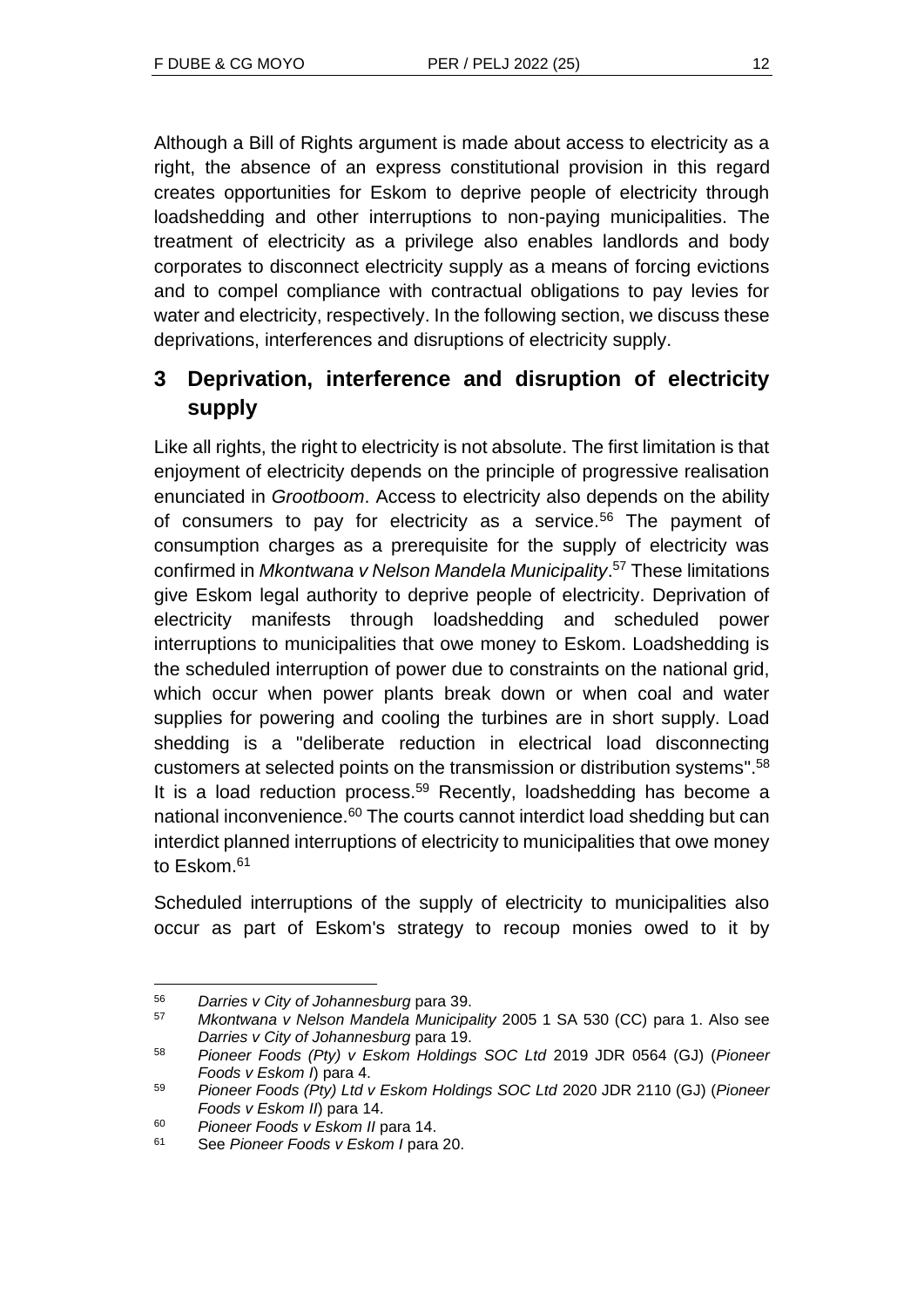Although a Bill of Rights argument is made about access to electricity as a right, the absence of an express constitutional provision in this regard creates opportunities for Eskom to deprive people of electricity through loadshedding and other interruptions to non-paying municipalities. The treatment of electricity as a privilege also enables landlords and body corporates to disconnect electricity supply as a means of forcing evictions and to compel compliance with contractual obligations to pay levies for water and electricity, respectively. In the following section, we discuss these deprivations, interferences and disruptions of electricity supply.

## 3 Deprivation, interference and disruption of electricity supply

Like all rights, the right to electricity is not absolute. The first limitation is that enjoyment of electricity depends on the principle of progressive realisation enunciated in *Grootboom*. Access to electricity also depends on the ability of consumers to pay for electricity as a service.[56] The payment of consumption charges as a prerequisite for the supply of electricity was confirmed in *Mkontwana v Nelson Mandela Municipality*.[57] These limitations give Eskom legal authority to deprive people of electricity. Deprivation of electricity manifests through loadshedding and scheduled power interruptions to municipalities that owe money to Eskom. Loadshedding is the scheduled interruption of power due to constraints on the national grid, which occur when power plants break down or when coal and water supplies for powering and cooling the turbines are in short supply. Load shedding is a "deliberate reduction in electrical load disconnecting customers at selected points on the transmission or distribution systems".[58] It is a load reduction process.[59] Recently, loadshedding has become a national inconvenience.[60] The courts cannot interdict load shedding but can interdict planned interruptions of electricity to municipalities that owe money to Eskom.[61]

Scheduled interruptions of the supply of electricity to municipalities also occur as part of Eskom's strategy to recoup monies owed to it by

---

[56] *Darries v City of Johannesburg* para 39.

[57] *Mkontwana v Nelson Mandela Municipality* 2005 1 SA 530 (CC) para 1. Also see *Darries v City of Johannesburg* para 19.

[58] *Pioneer Foods (Pty) v Eskom Holdings SOC Ltd* 2019 JDR 0564 (GJ) (*Pioneer Foods v Eskom I*) para 4.

[59] *Pioneer Foods (Pty) Ltd v Eskom Holdings SOC Ltd* 2020 JDR 2110 (GJ) (*Pioneer Foods v Eskom II*) para 14.

[60] *Pioneer Foods v Eskom II* para 14.

[61] See *Pioneer Foods v Eskom I* para 20.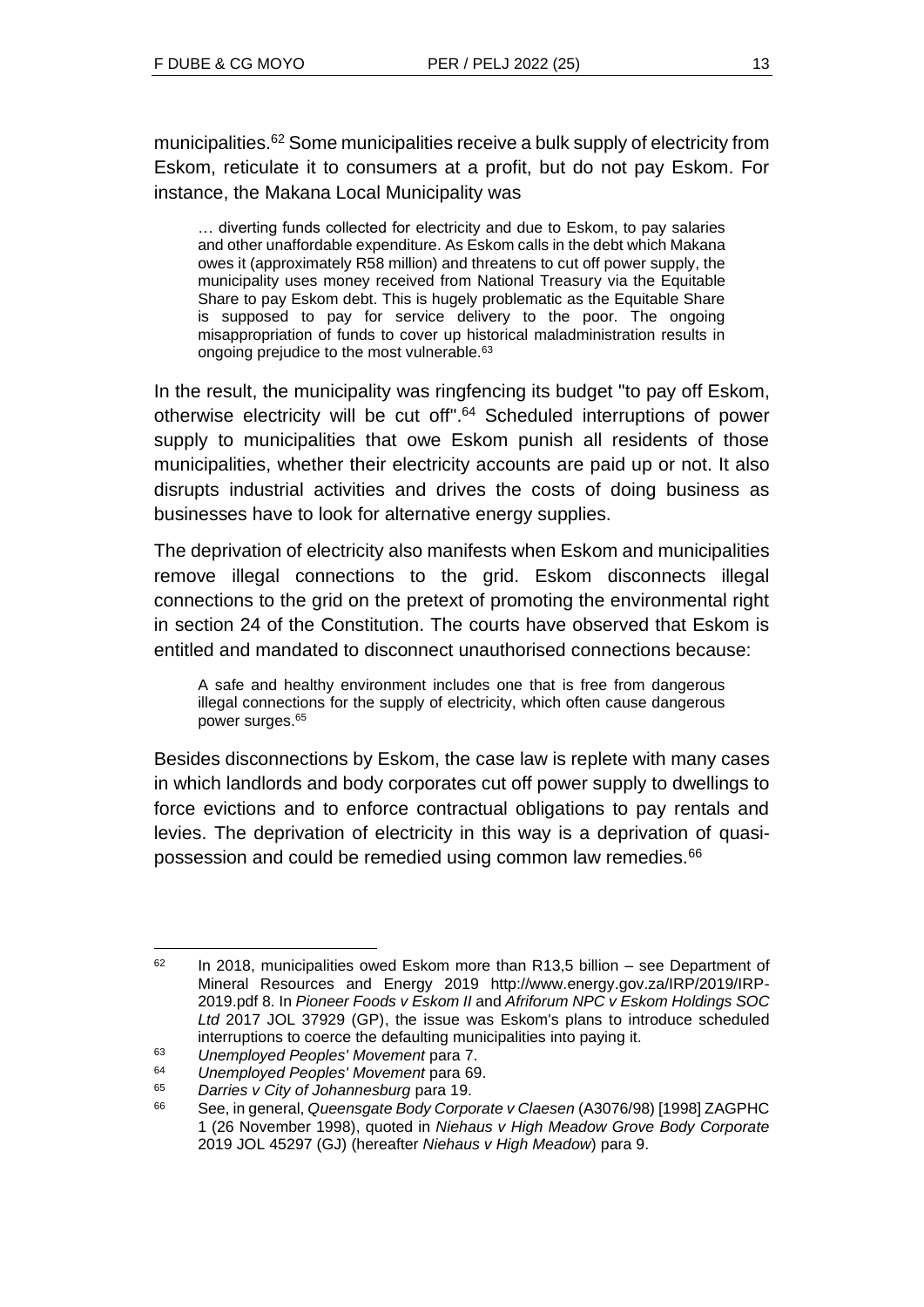municipalities.[62] Some municipalities receive a bulk supply of electricity from Eskom, reticulate it to consumers at a profit, but do not pay Eskom. For instance, the Makana Local Municipality was

> … diverting funds collected for electricity and due to Eskom, to pay salaries and other unaffordable expenditure. As Eskom calls in the debt which Makana owes it (approximately R58 million) and threatens to cut off power supply, the municipality uses money received from National Treasury via the Equitable Share to pay Eskom debt. This is hugely problematic as the Equitable Share is supposed to pay for service delivery to the poor. The ongoing misappropriation of funds to cover up historical maladministration results in ongoing prejudice to the most vulnerable.[63]

In the result, the municipality was ringfencing its budget "to pay off Eskom, otherwise electricity will be cut off".[64] Scheduled interruptions of power supply to municipalities that owe Eskom punish all residents of those municipalities, whether their electricity accounts are paid up or not. It also disrupts industrial activities and drives the costs of doing business as businesses have to look for alternative energy supplies.

The deprivation of electricity also manifests when Eskom and municipalities remove illegal connections to the grid. Eskom disconnects illegal connections to the grid on the pretext of promoting the environmental right in section 24 of the Constitution. The courts have observed that Eskom is entitled and mandated to disconnect unauthorised connections because:

> A safe and healthy environment includes one that is free from dangerous illegal connections for the supply of electricity, which often cause dangerous power surges.[65]

Besides disconnections by Eskom, the case law is replete with many cases in which landlords and body corporates cut off power supply to dwellings to force evictions and to enforce contractual obligations to pay rentals and levies. The deprivation of electricity in this way is a deprivation of quasi-possession and could be remedied using common law remedies.[66]

---

[62] In 2018, municipalities owed Eskom more than R13,5 billion – see Department of Mineral Resources and Energy 2019 http://www.energy.gov.za/IRP/2019/IRP-2019.pdf 8. In *Pioneer Foods v Eskom II* and *Afriforum NPC v Eskom Holdings SOC Ltd* 2017 JOL 37929 (GP), the issue was Eskom's plans to introduce scheduled interruptions to coerce the defaulting municipalities into paying it.

[63] *Unemployed Peoples' Movement* para 7.

[64] *Unemployed Peoples' Movement* para 69.

[65] *Darries v City of Johannesburg* para 19.

[66] See, in general, *Queensgate Body Corporate v Claesen* (A3076/98) [1998] ZAGPHC 1 (26 November 1998), quoted in *Niehaus v High Meadow Grove Body Corporate* 2019 JOL 45297 (GJ) (hereafter *Niehaus v High Meadow*) para 9.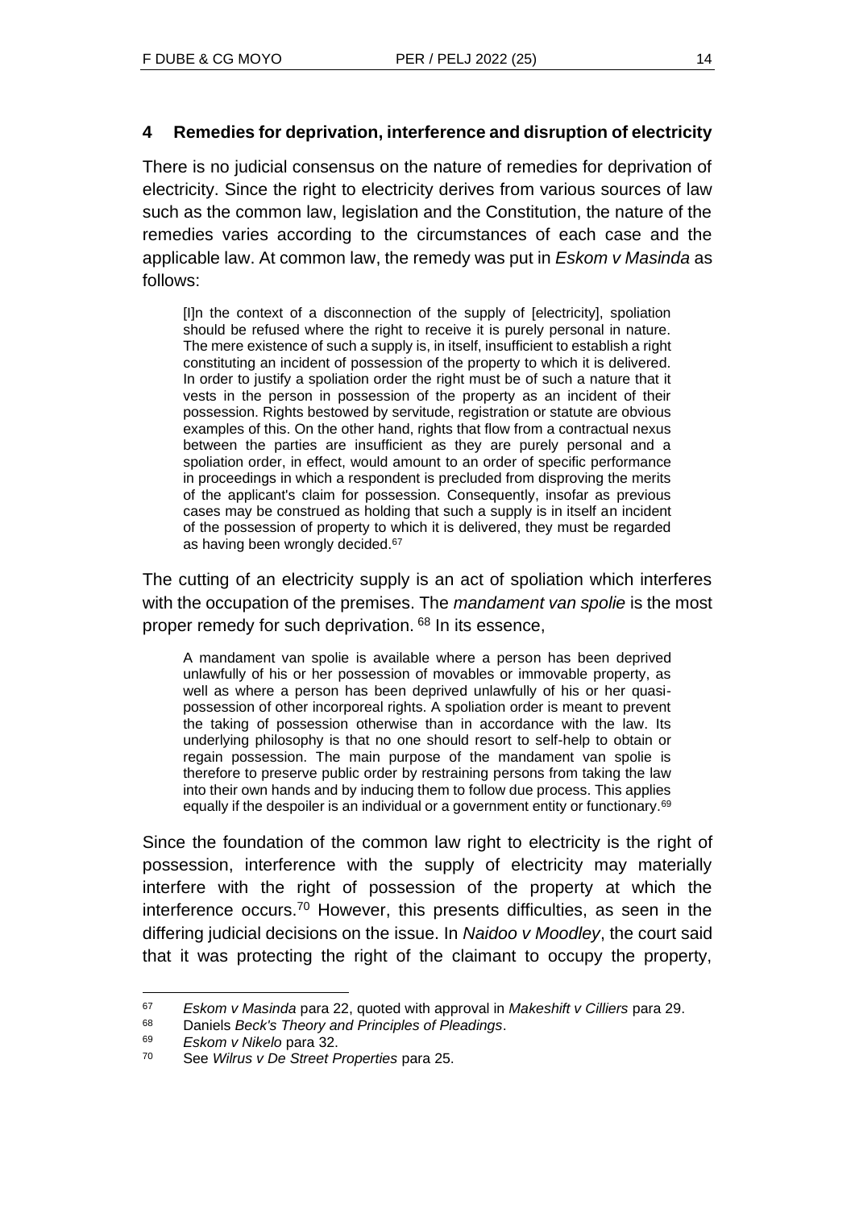## 4 Remedies for deprivation, interference and disruption of electricity

There is no judicial consensus on the nature of remedies for deprivation of electricity. Since the right to electricity derives from various sources of law such as the common law, legislation and the Constitution, the nature of the remedies varies according to the circumstances of each case and the applicable law. At common law, the remedy was put in *Eskom v Masinda* as follows:

> [I]n the context of a disconnection of the supply of [electricity], spoliation should be refused where the right to receive it is purely personal in nature. The mere existence of such a supply is, in itself, insufficient to establish a right constituting an incident of possession of the property to which it is delivered. In order to justify a spoliation order the right must be of such a nature that it vests in the person in possession of the property as an incident of their possession. Rights bestowed by servitude, registration or statute are obvious examples of this. On the other hand, rights that flow from a contractual nexus between the parties are insufficient as they are purely personal and a spoliation order, in effect, would amount to an order of specific performance in proceedings in which a respondent is precluded from disproving the merits of the applicant's claim for possession. Consequently, insofar as previous cases may be construed as holding that such a supply is in itself an incident of the possession of property to which it is delivered, they must be regarded as having been wrongly decided.[67]

The cutting of an electricity supply is an act of spoliation which interferes with the occupation of the premises. The *mandament van spolie* is the most proper remedy for such deprivation. [68] In its essence,

> A mandament van spolie is available where a person has been deprived unlawfully of his or her possession of movables or immovable property, as well as where a person has been deprived unlawfully of his or her quasi-possession of other incorporeal rights. A spoliation order is meant to prevent the taking of possession otherwise than in accordance with the law. Its underlying philosophy is that no one should resort to self-help to obtain or regain possession. The main purpose of the mandament van spolie is therefore to preserve public order by restraining persons from taking the law into their own hands and by inducing them to follow due process. This applies equally if the despoiler is an individual or a government entity or functionary.[69]

Since the foundation of the common law right to electricity is the right of possession, interference with the supply of electricity may materially interfere with the right of possession of the property at which the interference occurs.[70] However, this presents difficulties, as seen in the differing judicial decisions on the issue. In *Naidoo v Moodley*, the court said that it was protecting the right of the claimant to occupy the property,

---

[67] *Eskom v Masinda* para 22, quoted with approval in *Makeshift v Cilliers* para 29.

[68] Daniels *Beck's Theory and Principles of Pleadings*.

[69] *Eskom v Nikelo* para 32.

[70] See *Wilrus v De Street Properties* para 25.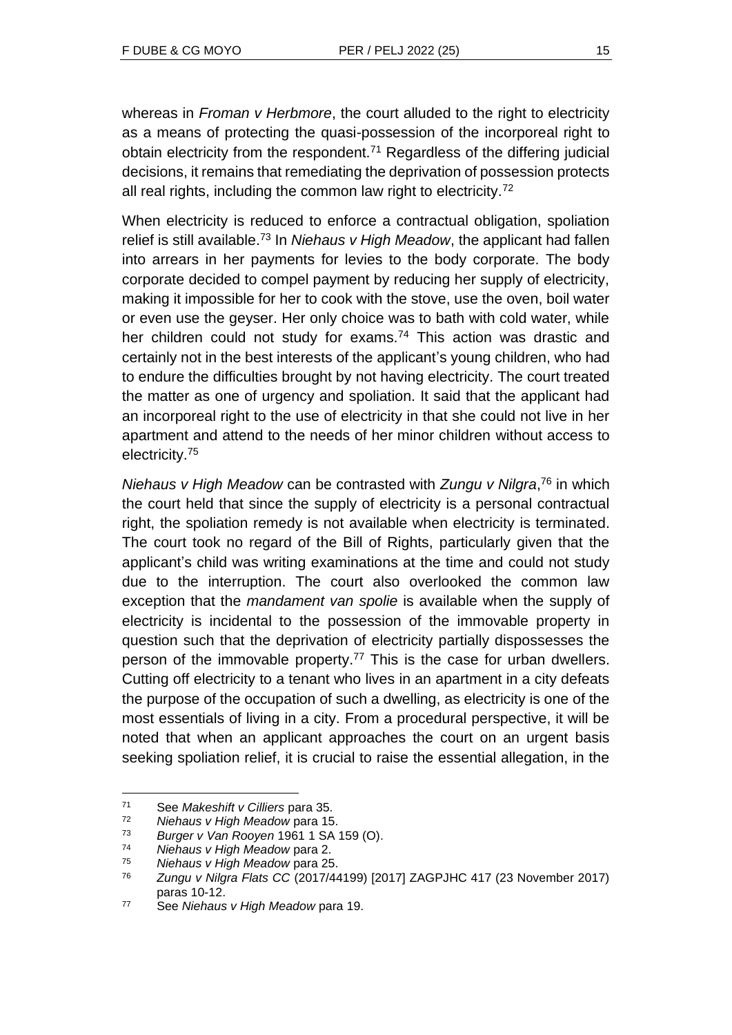whereas in *Froman v Herbmore*, the court alluded to the right to electricity as a means of protecting the quasi-possession of the incorporeal right to obtain electricity from the respondent.[71] Regardless of the differing judicial decisions, it remains that remediating the deprivation of possession protects all real rights, including the common law right to electricity.[72]

When electricity is reduced to enforce a contractual obligation, spoliation relief is still available.[73] In *Niehaus v High Meadow*, the applicant had fallen into arrears in her payments for levies to the body corporate. The body corporate decided to compel payment by reducing her supply of electricity, making it impossible for her to cook with the stove, use the oven, boil water or even use the geyser. Her only choice was to bath with cold water, while her children could not study for exams.[74] This action was drastic and certainly not in the best interests of the applicant's young children, who had to endure the difficulties brought by not having electricity. The court treated the matter as one of urgency and spoliation. It said that the applicant had an incorporeal right to the use of electricity in that she could not live in her apartment and attend to the needs of her minor children without access to electricity.[75]

*Niehaus v High Meadow* can be contrasted with *Zungu v Nilgra*,[76] in which the court held that since the supply of electricity is a personal contractual right, the spoliation remedy is not available when electricity is terminated. The court took no regard of the Bill of Rights, particularly given that the applicant's child was writing examinations at the time and could not study due to the interruption. The court also overlooked the common law exception that the *mandament van spolie* is available when the supply of electricity is incidental to the possession of the immovable property in question such that the deprivation of electricity partially dispossesses the person of the immovable property.[77] This is the case for urban dwellers. Cutting off electricity to a tenant who lives in an apartment in a city defeats the purpose of the occupation of such a dwelling, as electricity is one of the most essentials of living in a city. From a procedural perspective, it will be noted that when an applicant approaches the court on an urgent basis seeking spoliation relief, it is crucial to raise the essential allegation, in the

---

[71] See *Makeshift v Cilliers* para 35.

[72] *Niehaus v High Meadow* para 15.

[73] *Burger v Van Rooyen* 1961 1 SA 159 (O).

[74] *Niehaus v High Meadow* para 2.

[75] *Niehaus v High Meadow* para 25.

[76] *Zungu v Nilgra Flats CC* (2017/44199) [2017] ZAGPJHC 417 (23 November 2017) paras 10-12.

[77] See *Niehaus v High Meadow* para 19.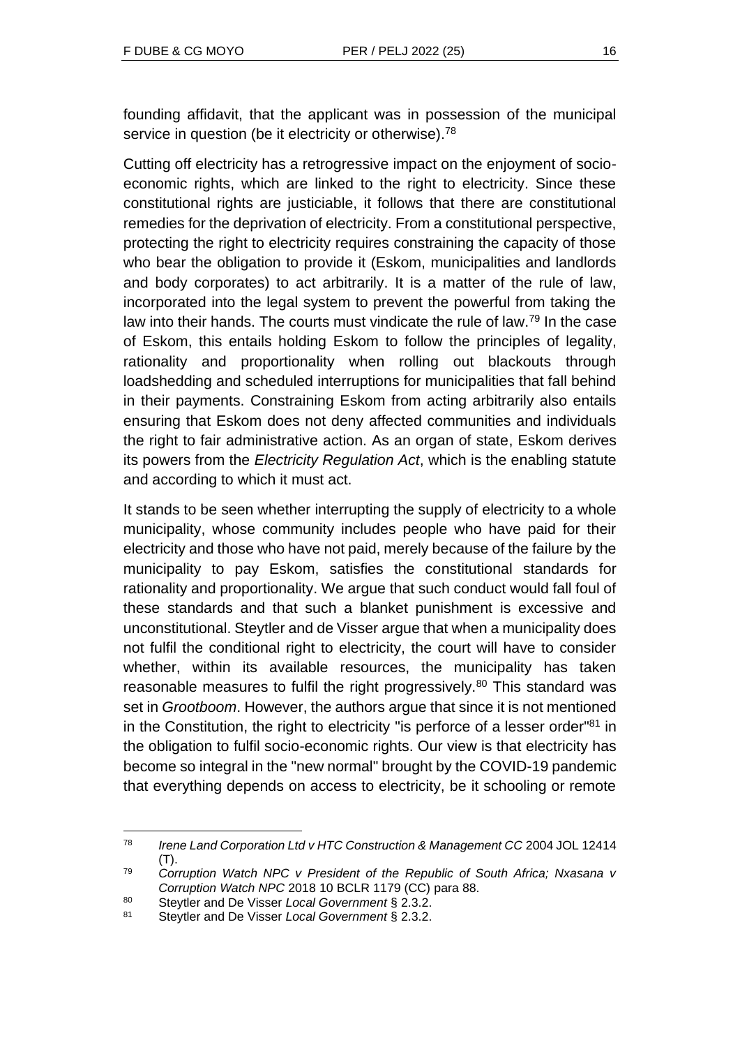founding affidavit, that the applicant was in possession of the municipal service in question (be it electricity or otherwise).[78]

Cutting off electricity has a retrogressive impact on the enjoyment of socio-economic rights, which are linked to the right to electricity. Since these constitutional rights are justiciable, it follows that there are constitutional remedies for the deprivation of electricity. From a constitutional perspective, protecting the right to electricity requires constraining the capacity of those who bear the obligation to provide it (Eskom, municipalities and landlords and body corporates) to act arbitrarily. It is a matter of the rule of law, incorporated into the legal system to prevent the powerful from taking the law into their hands. The courts must vindicate the rule of law.[79] In the case of Eskom, this entails holding Eskom to follow the principles of legality, rationality and proportionality when rolling out blackouts through loadshedding and scheduled interruptions for municipalities that fall behind in their payments. Constraining Eskom from acting arbitrarily also entails ensuring that Eskom does not deny affected communities and individuals the right to fair administrative action. As an organ of state, Eskom derives its powers from the *Electricity Regulation Act*, which is the enabling statute and according to which it must act.

It stands to be seen whether interrupting the supply of electricity to a whole municipality, whose community includes people who have paid for their electricity and those who have not paid, merely because of the failure by the municipality to pay Eskom, satisfies the constitutional standards for rationality and proportionality. We argue that such conduct would fall foul of these standards and that such a blanket punishment is excessive and unconstitutional. Steytler and de Visser argue that when a municipality does not fulfil the conditional right to electricity, the court will have to consider whether, within its available resources, the municipality has taken reasonable measures to fulfil the right progressively.[80] This standard was set in *Grootboom*. However, the authors argue that since it is not mentioned in the Constitution, the right to electricity "is perforce of a lesser order"[81] in the obligation to fulfil socio-economic rights. Our view is that electricity has become so integral in the "new normal" brought by the COVID-19 pandemic that everything depends on access to electricity, be it schooling or remote

---

78 *Irene Land Corporation Ltd v HTC Construction & Management CC* 2004 JOL 12414 (T).

79 *Corruption Watch NPC v President of the Republic of South Africa; Nxasana v Corruption Watch NPC* 2018 10 BCLR 1179 (CC) para 88.

80 Steytler and De Visser *Local Government* § 2.3.2.

81 Steytler and De Visser *Local Government* § 2.3.2.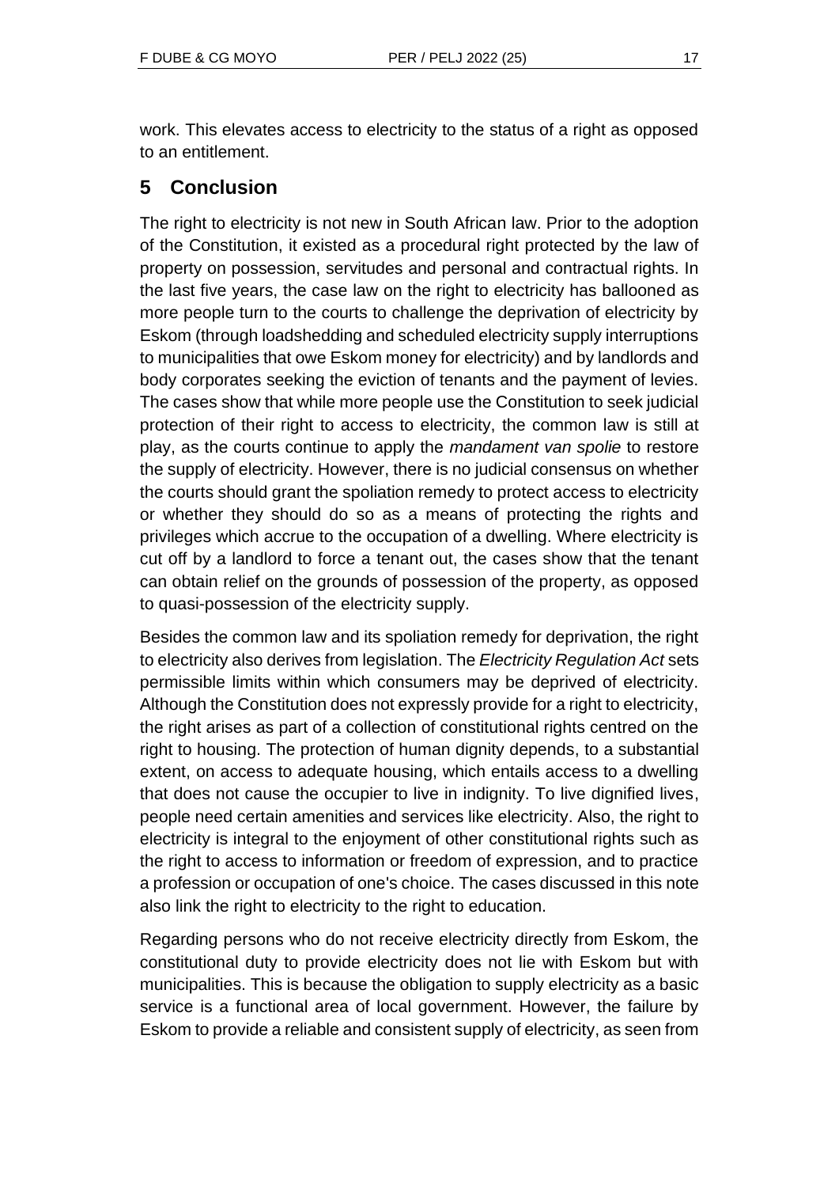work. This elevates access to electricity to the status of a right as opposed to an entitlement.

## 5 Conclusion

The right to electricity is not new in South African law. Prior to the adoption of the Constitution, it existed as a procedural right protected by the law of property on possession, servitudes and personal and contractual rights. In the last five years, the case law on the right to electricity has ballooned as more people turn to the courts to challenge the deprivation of electricity by Eskom (through loadshedding and scheduled electricity supply interruptions to municipalities that owe Eskom money for electricity) and by landlords and body corporates seeking the eviction of tenants and the payment of levies. The cases show that while more people use the Constitution to seek judicial protection of their right to access to electricity, the common law is still at play, as the courts continue to apply the *mandament van spolie* to restore the supply of electricity. However, there is no judicial consensus on whether the courts should grant the spoliation remedy to protect access to electricity or whether they should do so as a means of protecting the rights and privileges which accrue to the occupation of a dwelling. Where electricity is cut off by a landlord to force a tenant out, the cases show that the tenant can obtain relief on the grounds of possession of the property, as opposed to quasi-possession of the electricity supply.

Besides the common law and its spoliation remedy for deprivation, the right to electricity also derives from legislation. The *Electricity Regulation Act* sets permissible limits within which consumers may be deprived of electricity. Although the Constitution does not expressly provide for a right to electricity, the right arises as part of a collection of constitutional rights centred on the right to housing. The protection of human dignity depends, to a substantial extent, on access to adequate housing, which entails access to a dwelling that does not cause the occupier to live in indignity. To live dignified lives, people need certain amenities and services like electricity. Also, the right to electricity is integral to the enjoyment of other constitutional rights such as the right to access to information or freedom of expression, and to practice a profession or occupation of one's choice. The cases discussed in this note also link the right to electricity to the right to education.

Regarding persons who do not receive electricity directly from Eskom, the constitutional duty to provide electricity does not lie with Eskom but with municipalities. This is because the obligation to supply electricity as a basic service is a functional area of local government. However, the failure by Eskom to provide a reliable and consistent supply of electricity, as seen from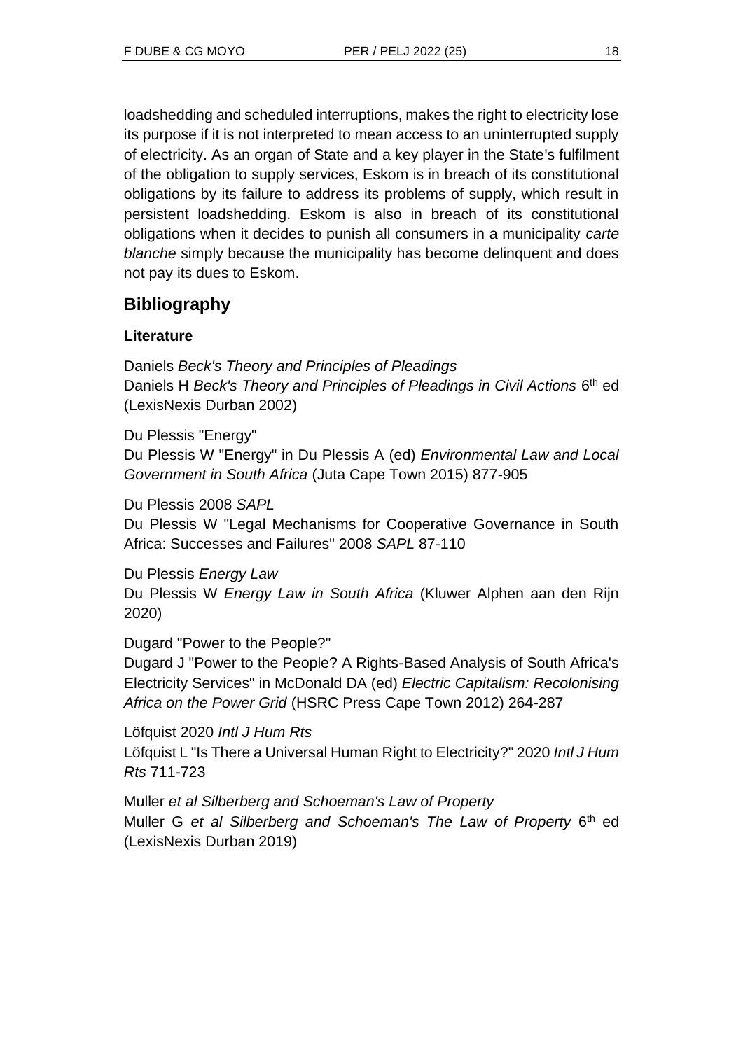loadshedding and scheduled interruptions, makes the right to electricity lose its purpose if it is not interpreted to mean access to an uninterrupted supply of electricity. As an organ of State and a key player in the State's fulfilment of the obligation to supply services, Eskom is in breach of its constitutional obligations by its failure to address its problems of supply, which result in persistent loadshedding. Eskom is also in breach of its constitutional obligations when it decides to punish all consumers in a municipality *carte blanche* simply because the municipality has become delinquent and does not pay its dues to Eskom.

## Bibliography

### Literature

Daniels *Beck's Theory and Principles of Pleadings*
Daniels H *Beck's Theory and Principles of Pleadings in Civil Actions* 6th ed (LexisNexis Durban 2002)

Du Plessis "Energy"
Du Plessis W "Energy" in Du Plessis A (ed) *Environmental Law and Local Government in South Africa* (Juta Cape Town 2015) 877-905

Du Plessis 2008 *SAPL*
Du Plessis W "Legal Mechanisms for Cooperative Governance in South Africa: Successes and Failures" 2008 *SAPL* 87-110

Du Plessis *Energy Law*
Du Plessis W *Energy Law in South Africa* (Kluwer Alphen aan den Rijn 2020)

Dugard "Power to the People?"
Dugard J "Power to the People? A Rights-Based Analysis of South Africa's Electricity Services" in McDonald DA (ed) *Electric Capitalism: Recolonising Africa on the Power Grid* (HSRC Press Cape Town 2012) 264-287

Löfquist 2020 *Intl J Hum Rts*
Löfquist L "Is There a Universal Human Right to Electricity?" 2020 *Intl J Hum Rts* 711-723

Muller *et al Silberberg and Schoeman's Law of Property*
Muller G *et al Silberberg and Schoeman's The Law of Property* 6th ed (LexisNexis Durban 2019)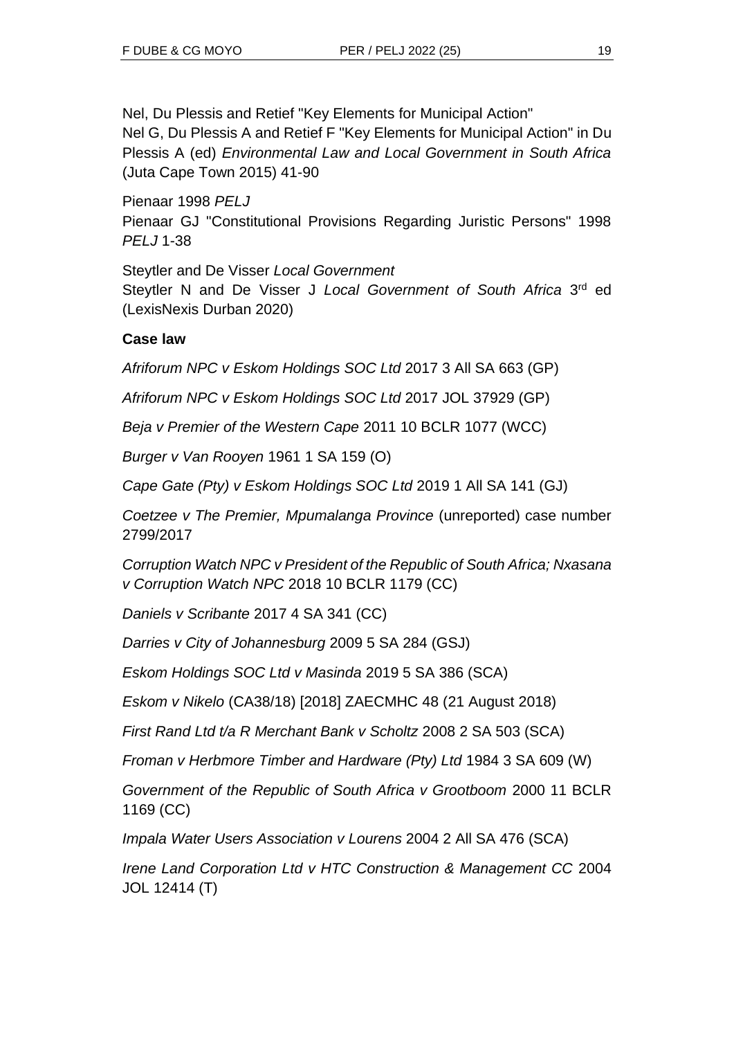Nel, Du Plessis and Retief "Key Elements for Municipal Action"
Nel G, Du Plessis A and Retief F "Key Elements for Municipal Action" in Du Plessis A (ed) *Environmental Law and Local Government in South Africa* (Juta Cape Town 2015) 41-90

Pienaar 1998 *PELJ*
Pienaar GJ "Constitutional Provisions Regarding Juristic Persons" 1998 *PELJ* 1-38

Steytler and De Visser *Local Government*
Steytler N and De Visser J *Local Government of South Africa* 3rd ed (LexisNexis Durban 2020)

**Case law**

*Afriforum NPC v Eskom Holdings SOC Ltd* 2017 3 All SA 663 (GP)

*Afriforum NPC v Eskom Holdings SOC Ltd* 2017 JOL 37929 (GP)

*Beja v Premier of the Western Cape* 2011 10 BCLR 1077 (WCC)

*Burger v Van Rooyen* 1961 1 SA 159 (O)

*Cape Gate (Pty) v Eskom Holdings SOC Ltd* 2019 1 All SA 141 (GJ)

*Coetzee v The Premier, Mpumalanga Province* (unreported) case number 2799/2017

*Corruption Watch NPC v President of the Republic of South Africa; Nxasana v Corruption Watch NPC* 2018 10 BCLR 1179 (CC)

*Daniels v Scribante* 2017 4 SA 341 (CC)

*Darries v City of Johannesburg* 2009 5 SA 284 (GSJ)

*Eskom Holdings SOC Ltd v Masinda* 2019 5 SA 386 (SCA)

*Eskom v Nikelo* (CA38/18) [2018] ZAECMHC 48 (21 August 2018)

*First Rand Ltd t/a R Merchant Bank v Scholtz* 2008 2 SA 503 (SCA)

*Froman v Herbmore Timber and Hardware (Pty) Ltd* 1984 3 SA 609 (W)

*Government of the Republic of South Africa v Grootboom* 2000 11 BCLR 1169 (CC)

*Impala Water Users Association v Lourens* 2004 2 All SA 476 (SCA)

*Irene Land Corporation Ltd v HTC Construction & Management CC* 2004 JOL 12414 (T)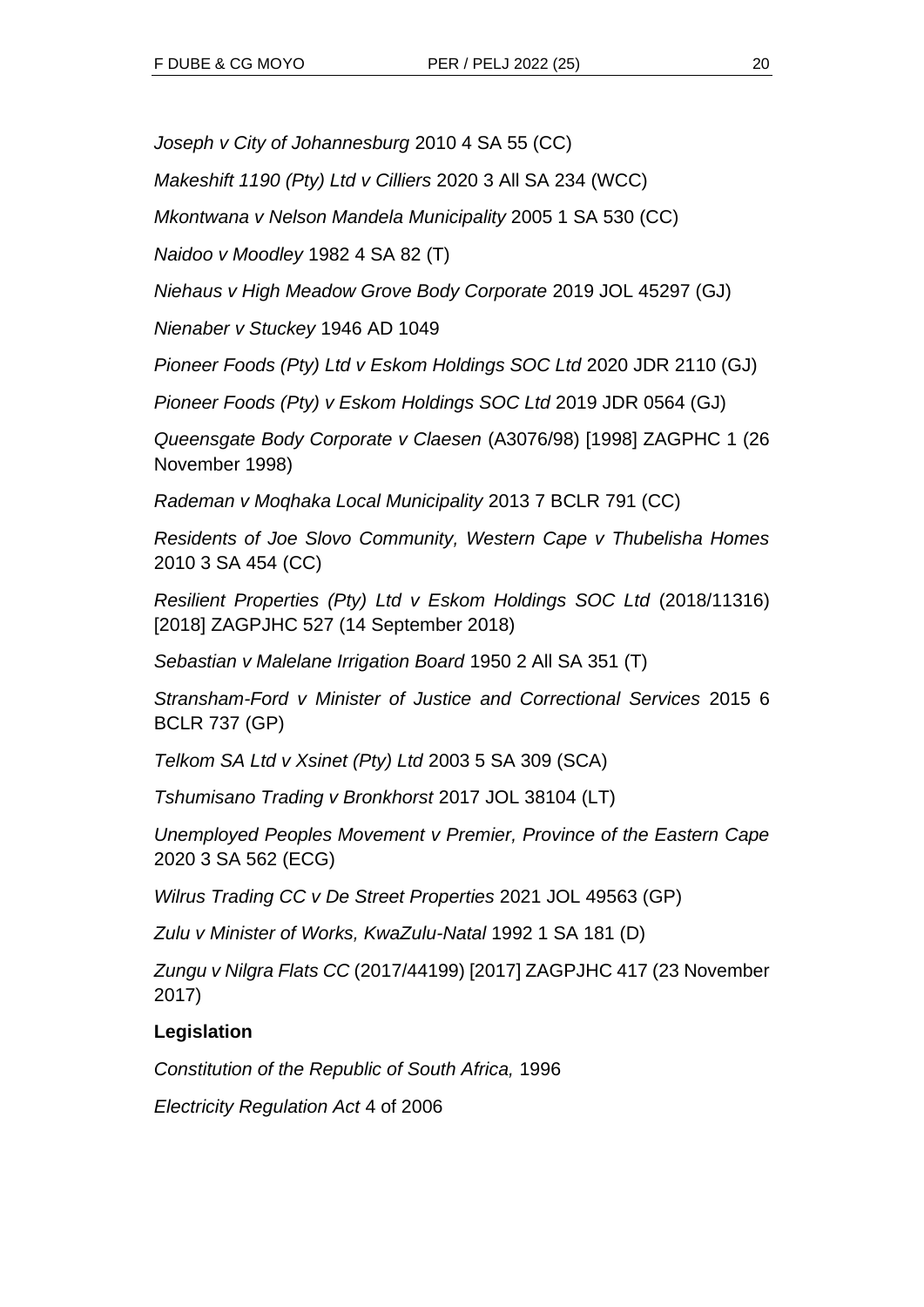*Joseph v City of Johannesburg* 2010 4 SA 55 (CC)

*Makeshift 1190 (Pty) Ltd v Cilliers* 2020 3 All SA 234 (WCC)

*Mkontwana v Nelson Mandela Municipality* 2005 1 SA 530 (CC)

*Naidoo v Moodley* 1982 4 SA 82 (T)

*Niehaus v High Meadow Grove Body Corporate* 2019 JOL 45297 (GJ)

*Nienaber v Stuckey* 1946 AD 1049

*Pioneer Foods (Pty) Ltd v Eskom Holdings SOC Ltd* 2020 JDR 2110 (GJ)

*Pioneer Foods (Pty) v Eskom Holdings SOC Ltd* 2019 JDR 0564 (GJ)

*Queensgate Body Corporate v Claesen* (A3076/98) [1998] ZAGPHC 1 (26 November 1998)

*Rademan v Moqhaka Local Municipality* 2013 7 BCLR 791 (CC)

*Residents of Joe Slovo Community, Western Cape v Thubelisha Homes* 2010 3 SA 454 (CC)

*Resilient Properties (Pty) Ltd v Eskom Holdings SOC Ltd* (2018/11316) [2018] ZAGPJHC 527 (14 September 2018)

*Sebastian v Malelane Irrigation Board* 1950 2 All SA 351 (T)

*Stransham-Ford v Minister of Justice and Correctional Services* 2015 6 BCLR 737 (GP)

*Telkom SA Ltd v Xsinet (Pty) Ltd* 2003 5 SA 309 (SCA)

*Tshumisano Trading v Bronkhorst* 2017 JOL 38104 (LT)

*Unemployed Peoples Movement v Premier, Province of the Eastern Cape* 2020 3 SA 562 (ECG)

*Wilrus Trading CC v De Street Properties* 2021 JOL 49563 (GP)

*Zulu v Minister of Works, KwaZulu-Natal* 1992 1 SA 181 (D)

*Zungu v Nilgra Flats CC* (2017/44199) [2017] ZAGPJHC 417 (23 November 2017)

**Legislation**

*Constitution of the Republic of South Africa,* 1996

*Electricity Regulation Act* 4 of 2006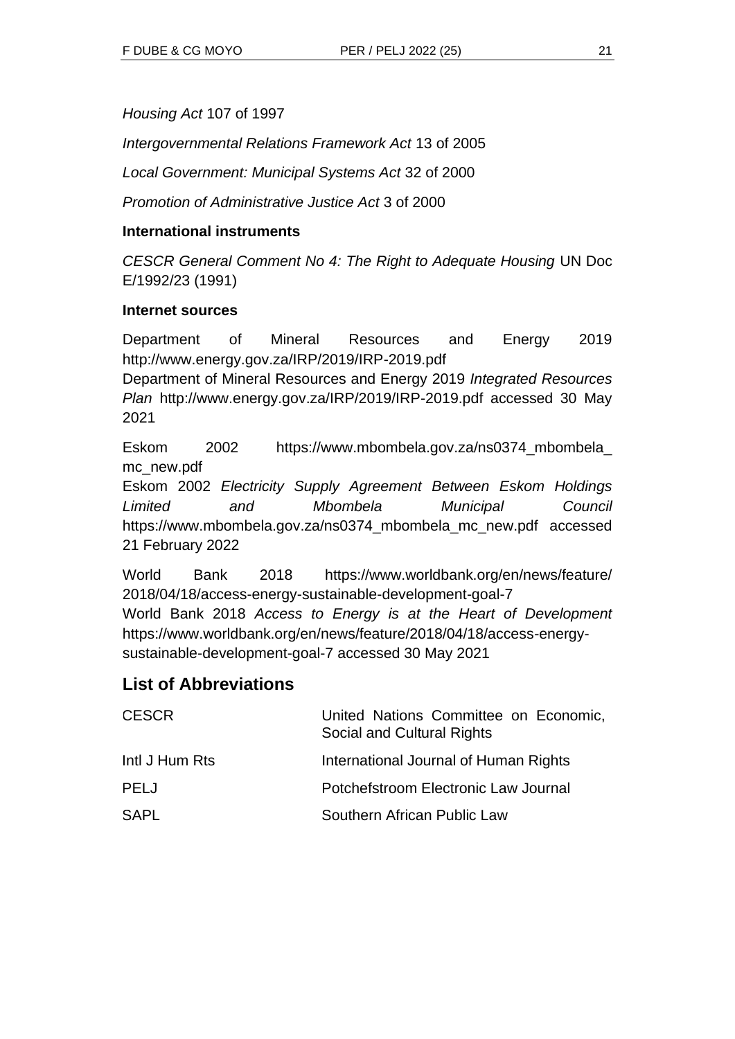*Housing Act* 107 of 1997

*Intergovernmental Relations Framework Act* 13 of 2005

*Local Government: Municipal Systems Act* 32 of 2000

*Promotion of Administrative Justice Act* 3 of 2000

**International instruments**

*CESCR General Comment No 4: The Right to Adequate Housing* UN Doc E/1992/23 (1991)

**Internet sources**

Department of Mineral Resources and Energy 2019 http://www.energy.gov.za/IRP/2019/IRP-2019.pdf
Department of Mineral Resources and Energy 2019 *Integrated Resources Plan* http://www.energy.gov.za/IRP/2019/IRP-2019.pdf accessed 30 May 2021

Eskom 2002 https://www.mbombela.gov.za/ns0374_mbombela_mc_new.pdf
Eskom 2002 *Electricity Supply Agreement Between Eskom Holdings Limited and Mbombela Municipal Council* https://www.mbombela.gov.za/ns0374_mbombela_mc_new.pdf accessed 21 February 2022

World Bank 2018 https://www.worldbank.org/en/news/feature/2018/04/18/access-energy-sustainable-development-goal-7
World Bank 2018 *Access to Energy is at the Heart of Development* https://www.worldbank.org/en/news/feature/2018/04/18/access-energy-sustainable-development-goal-7 accessed 30 May 2021

## List of Abbreviations

| | |
|---|---|
| CESCR | United Nations Committee on Economic, Social and Cultural Rights |
| Intl J Hum Rts | International Journal of Human Rights |
| PELJ | Potchefstroom Electronic Law Journal |
| SAPL | Southern African Public Law |